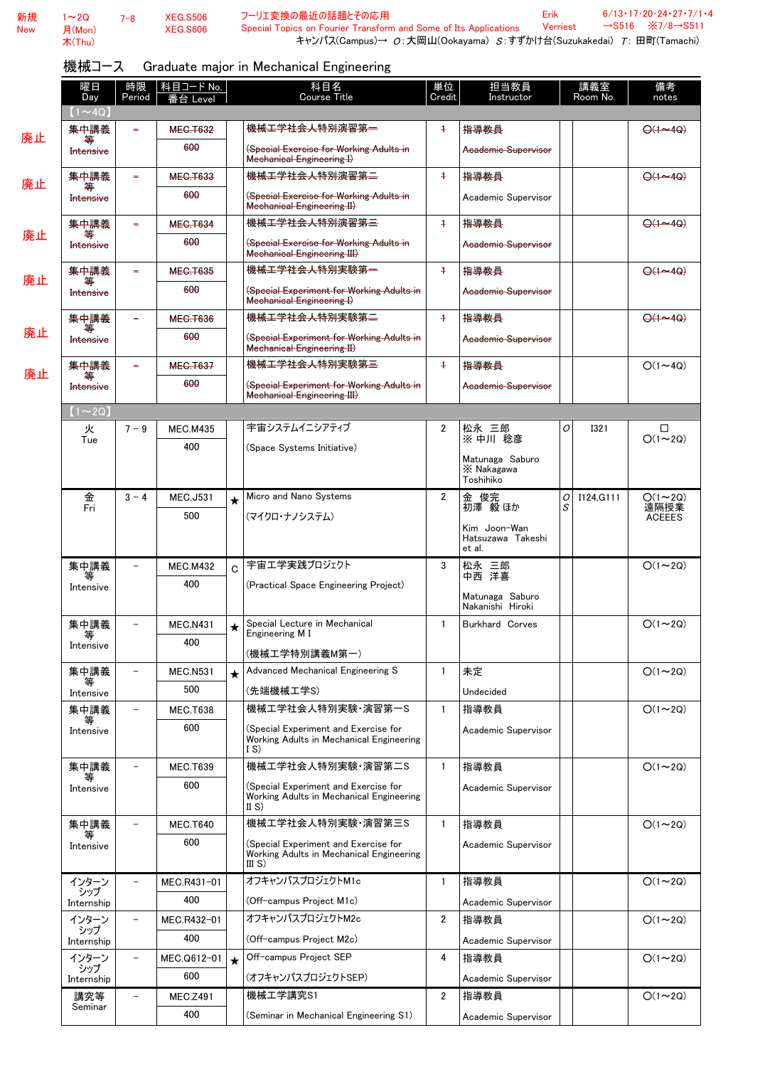| 新規 New | 1～2Q 月(Mon) 木(Thu) | 7-8 | XEG.S506 XEG.S606 | フーリエ変換の最近の話題とその応用 Special Topics on Fourier Transform and Some of Its Applications | Erik Verriest | 6/13・17・20・24・27・7/1・4 →S516 ※7/8→S511 |
|---|---|---|---|---|---|---|

キャンパス(Campus)→ O:大岡山(Ookayama) S:すずかけ台(Suzukakedai) T: 田町(Tamachi)

## 機械コース　Graduate major in Mechanical Engineering

| | 曜日 Day | 時限 Period | 科目コード No. 番台 Level | | 科目名 Course Title | 単位 Credit | 担当教員 Instructor | | 講義室 Room No. | 備考 notes |
|---|---|---|---|---|---|---|---|---|---|---|
| 【1～4Q】 | | | | | | | | | | |
| 廃止 | ~~集中講義等 Intensive~~ | ~~－~~ | ~~MEC.T632~~ ~~600~~ | | ~~機械工学社会人特別演習第一 (Special Exercise for Working Adults in Mechanical Engineering I)~~ | ~~1~~ | ~~指導教員 Academic Supervisor~~ | | | ~~O(1～4Q)~~ |
| 廃止 | ~~集中講義等 Intensive~~ | ~~－~~ | ~~MEC.T633~~ ~~600~~ | | ~~機械工学社会人特別演習第二 (Special Exercise for Working Adults in Mechanical Engineering II)~~ | ~~1~~ | ~~指導教員 Academic Supervisor~~ | | | ~~O(1～4Q)~~ |
| 廃止 | ~~集中講義等 Intensive~~ | ~~－~~ | ~~MEC.T634~~ ~~600~~ | | ~~機械工学社会人特別演習第三 (Special Exercise for Working Adults in Mechanical Engineering III)~~ | ~~1~~ | ~~指導教員 Academic Supervisor~~ | | | ~~O(1～4Q)~~ |
| 廃止 | ~~集中講義等 Intensive~~ | ~~－~~ | ~~MEC.T635~~ ~~600~~ | | ~~機械工学社会人特別実験第一 (Special Experiment for Working Adults in Mechanical Engineering I)~~ | ~~1~~ | ~~指導教員 Academic Supervisor~~ | | | ~~O(1～4Q)~~ |
| 廃止 | ~~集中講義等 Intensive~~ | ~~－~~ | ~~MEC.T636~~ ~~600~~ | | ~~機械工学社会人特別実験第二 (Special Experiment for Working Adults in Mechanical Engineering II)~~ | ~~1~~ | ~~指導教員 Academic Supervisor~~ | | | ~~O(1～4Q)~~ |
| 廃止 | ~~集中講義等 Intensive~~ | ~~－~~ | ~~MEC.T637~~ ~~600~~ | | ~~機械工学社会人特別実験第三 (Special Experiment for Working Adults in Mechanical Engineering III)~~ | ~~1~~ | ~~指導教員 Academic Supervisor~~ | | | O(1～4Q) |
| 【1～2Q】 | | | | | | | | | | |
| | 火 Tue | 7－9 | MEC.M435 400 | | 宇宙システムイニシアティブ (Space Systems Initiative) | 2 | 松永 三郎 ※ 中川 稔彦 Matunaga Saburo ※ Nakagawa Toshihiko | O | I321 | □ O(1～2Q) |
| | 金 Fri | 3－4 | MEC.J531 500 | ★ | Micro and Nano Systems (マイクロ・ナノシステム) | 2 | 金 俊完 初澤 毅 ほか Kim Joon-Wan Hatsuzawa Takeshi et al. | O S | I124,G111 | O(1～2Q) 遠隔授業 ACEEES |
| | 集中講義等 Intensive | － | MEC.M432 400 | C | 宇宙工学実践プロジェクト (Practical Space Engineering Project) | 3 | 松永 三郎 中西 洋喜 Matunaga Saburo Nakanishi Hiroki | | | O(1～2Q) |
| | 集中講義等 Intensive | － | MEC.N431 400 | ★ | Special Lecture in Mechanical Engineering M I (機械工学特別講義M第一) | 1 | Burkhard Corves | | | O(1～2Q) |
| | 集中講義等 Intensive | － | MEC.N531 500 | ★ | Advanced Mechanical Engineering S (先端機械工学S) | 1 | 未定 Undecided | | | O(1～2Q) |
| | 集中講義等 Intensive | － | MEC.T638 600 | | 機械工学社会人特別実験・演習第一S (Special Experiment and Exercise for Working Adults in Mechanical Engineering I S) | 1 | 指導教員 Academic Supervisor | | | O(1～2Q) |
| | 集中講義等 Intensive | － | MEC.T639 600 | | 機械工学社会人特別実験・演習第二S (Special Experiment and Exercise for Working Adults in Mechanical Engineering II S) | 1 | 指導教員 Academic Supervisor | | | O(1～2Q) |
| | 集中講義等 Intensive | － | MEC.T640 600 | | 機械工学社会人特別実験・演習第三S (Special Experiment and Exercise for Working Adults in Mechanical Engineering III S) | 1 | 指導教員 Academic Supervisor | | | O(1～2Q) |
| | インターンシップ Internship | － | MEC.R431-01 400 | | オフキャンパスプロジェクトM1c (Off-campus Project M1c) | 1 | 指導教員 Academic Supervisor | | | O(1～2Q) |
| | インターンシップ Internship | － | MEC.R432-01 400 | | オフキャンパスプロジェクトM2c (Off-campus Project M2c) | 2 | 指導教員 Academic Supervisor | | | O(1～2Q) |
| | インターンシップ Internship | － | MEC.Q612-01 600 | ★ | Off-campus Project SEP (オフキャンパスプロジェクトSEP) | 4 | 指導教員 Academic Supervisor | | | O(1～2Q) |
| | 講究等 Seminar | － | MEC.Z491 400 | | 機械工学講究S1 (Seminar in Mechanical Engineering S1) | 2 | 指導教員 Academic Supervisor | | | O(1～2Q) |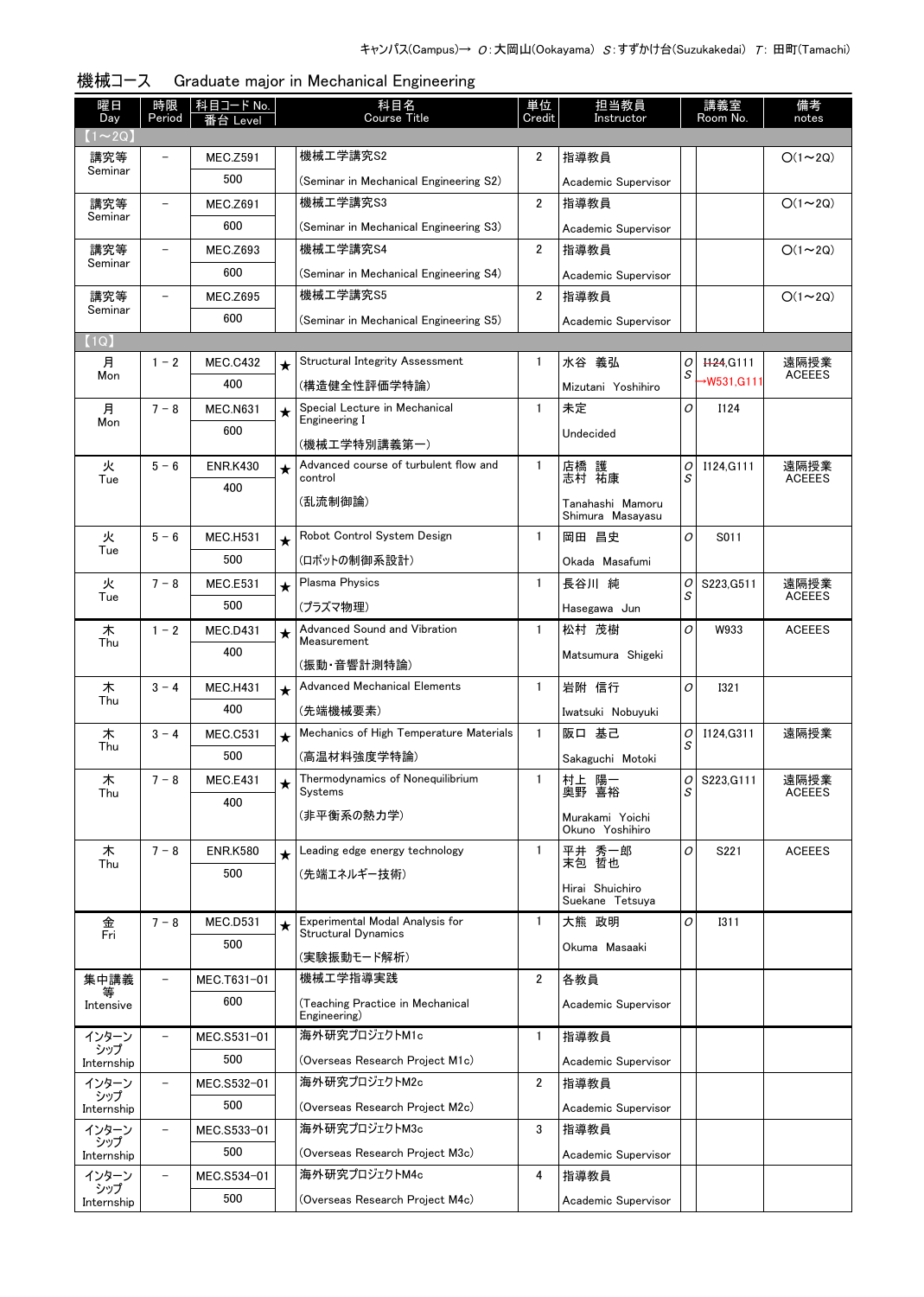キャンパス(Campus)→ O：大岡山(Ookayama) S：すずかけ台(Suzukakedai) T：田町(Tamachi)

## 機械コース　Graduate major in Mechanical Engineering

| 曜日 Day | 時限 Period | 科目コード No. 番台 Level | | 科目名 Course Title | 単位 Credit | 担当教員 Instructor | 講義室 Room No. | | 備考 notes |
|---|---|---|---|---|---|---|---|---|---|
| 【1～2Q】 | | | | | | | | | |
| 講究等 Seminar | － | MEC.Z591 500 | | 機械工学講究S2 (Seminar in Mechanical Engineering S2) | 2 | 指導教員 Academic Supervisor | | | ○(1～2Q) |
| 講究等 Seminar | － | MEC.Z691 600 | | 機械工学講究S3 (Seminar in Mechanical Engineering S3) | 2 | 指導教員 Academic Supervisor | | | ○(1～2Q) |
| 講究等 Seminar | － | MEC.Z693 600 | | 機械工学講究S4 (Seminar in Mechanical Engineering S4) | 2 | 指導教員 Academic Supervisor | | | ○(1～2Q) |
| 講究等 Seminar | － | MEC.Z695 600 | | 機械工学講究S5 (Seminar in Mechanical Engineering S5) | 2 | 指導教員 Academic Supervisor | | | ○(1～2Q) |
| 【1Q】 | | | | | | | | | |
| 月 Mon | 1－2 | MEC.C432 400 | ★ | Structural Integrity Assessment (構造健全性評価学特論) | 1 | 水谷 義弘 Mizutani Yoshihiro | O S | ~~I124~~,G111 →W531,G111 | 遠隔授業 ACEEES |
| 月 Mon | 7－8 | MEC.N631 600 | ★ | Special Lecture in Mechanical Engineering I (機械工学特別講義第一) | 1 | 未定 Undecided | O | I124 | |
| 火 Tue | 5－6 | ENR.K430 400 | ★ | Advanced course of turbulent flow and control (乱流制御論) | 1 | 店橋 護 志村 祐康 Tanahashi Mamoru Shimura Masayasu | O S | I124,G111 | 遠隔授業 ACEEES |
| 火 Tue | 5－6 | MEC.H531 500 | ★ | Robot Control System Design (ロボットの制御系設計) | 1 | 岡田 昌史 Okada Masafumi | O | S011 | |
| 火 Tue | 7－8 | MEC.E531 500 | ★ | Plasma Physics (プラズマ物理) | 1 | 長谷川 純 Hasegawa Jun | O S | S223,G511 | 遠隔授業 ACEEES |
| 木 Thu | 1－2 | MEC.D431 400 | ★ | Advanced Sound and Vibration Measurement (振動・音響計測特論) | 1 | 松村 茂樹 Matsumura Shigeki | O | W933 | ACEEES |
| 木 Thu | 3－4 | MEC.H431 400 | ★ | Advanced Mechanical Elements (先端機械要素) | 1 | 岩附 信行 Iwatsuki Nobuyuki | O | I321 | |
| 木 Thu | 3－4 | MEC.C531 500 | ★ | Mechanics of High Temperature Materials (高温材料強度学特論) | 1 | 阪口 基己 Sakaguchi Motoki | O S | I124,G311 | 遠隔授業 |
| 木 Thu | 7－8 | MEC.E431 400 | ★ | Thermodynamics of Nonequilibrium Systems (非平衡系の熱力学) | 1 | 村上 陽一 奥野 喜裕 Murakami Yoichi Okuno Yoshihiro | O S | S223,G111 | 遠隔授業 ACEEES |
| 木 Thu | 7－8 | ENR.K580 500 | ★ | Leading edge energy technology (先端エネルギー技術) | 1 | 平井 秀一郎 末包 哲也 Hirai Shuichiro Suekane Tetsuya | O | S221 | ACEEES |
| 金 Fri | 7－8 | MEC.D531 500 | ★ | Experimental Modal Analysis for Structural Dynamics (実験振動モード解析) | 1 | 大熊 政明 Okuma Masaaki | O | I311 | |
| 集中講義等 Intensive | － | MEC.T631-01 600 | | 機械工学指導実践 (Teaching Practice in Mechanical Engineering) | 2 | 各教員 Academic Supervisor | | | |
| インターンシップ Internship | － | MEC.S531-01 500 | | 海外研究プロジェクトM1c (Overseas Research Project M1c) | 1 | 指導教員 Academic Supervisor | | | |
| インターンシップ Internship | － | MEC.S532-01 500 | | 海外研究プロジェクトM2c (Overseas Research Project M2c) | 2 | 指導教員 Academic Supervisor | | | |
| インターンシップ Internship | － | MEC.S533-01 500 | | 海外研究プロジェクトM3c (Overseas Research Project M3c) | 3 | 指導教員 Academic Supervisor | | | |
| インターンシップ Internship | － | MEC.S534-01 500 | | 海外研究プロジェクトM4c (Overseas Research Project M4c) | 4 | 指導教員 Academic Supervisor | | | |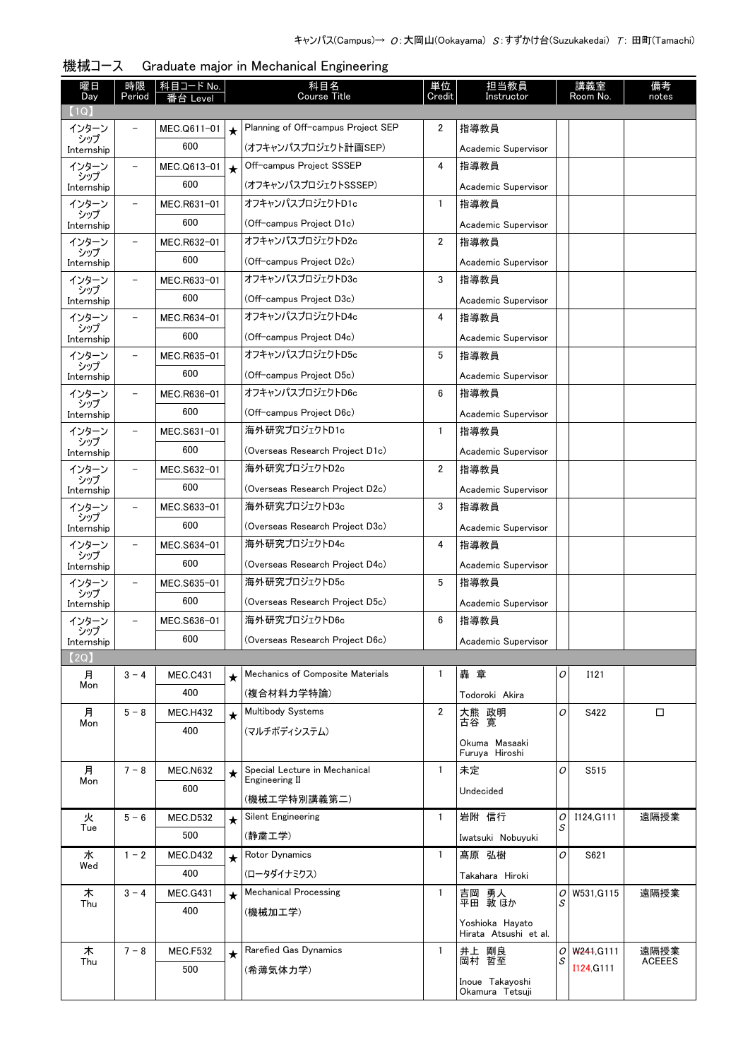キャンパス(Campus)→ O:大岡山(Ookayama) S:すずかけ台(Suzukakedai) T: 田町(Tamachi)

## 機械コース　Graduate major in Mechanical Engineering

| 曜日 Day | 時限 Period | 科目コード No. 番台 Level | | 科目名 Course Title | 単位 Credit | 担当教員 Instructor | | 講義室 Room No. | 備考 notes |
|---|---|---|---|---|---|---|---|---|---|
| 【1Q】 | | | | | | | | | |
| インターンシップ Internship | – | MEC.Q611-01 600 | ★ | Planning of Off-campus Project SEP (オフキャンパスプロジェクト計画SEP) | 2 | 指導教員 Academic Supervisor | | | |
| インターンシップ Internship | – | MEC.Q613-01 600 | ★ | Off-campus Project SSSEP (オフキャンパスプロジェクトSSSEP) | 4 | 指導教員 Academic Supervisor | | | |
| インターンシップ Internship | – | MEC.R631-01 600 | | オフキャンパスプロジェクトD1c (Off-campus Project D1c) | 1 | 指導教員 Academic Supervisor | | | |
| インターンシップ Internship | – | MEC.R632-01 600 | | オフキャンパスプロジェクトD2c (Off-campus Project D2c) | 2 | 指導教員 Academic Supervisor | | | |
| インターンシップ Internship | – | MEC.R633-01 600 | | オフキャンパスプロジェクトD3c (Off-campus Project D3c) | 3 | 指導教員 Academic Supervisor | | | |
| インターンシップ Internship | – | MEC.R634-01 600 | | オフキャンパスプロジェクトD4c (Off-campus Project D4c) | 4 | 指導教員 Academic Supervisor | | | |
| インターンシップ Internship | – | MEC.R635-01 600 | | オフキャンパスプロジェクトD5c (Off-campus Project D5c) | 5 | 指導教員 Academic Supervisor | | | |
| インターンシップ Internship | – | MEC.R636-01 600 | | オフキャンパスプロジェクトD6c (Off-campus Project D6c) | 6 | 指導教員 Academic Supervisor | | | |
| インターンシップ Internship | – | MEC.S631-01 600 | | 海外研究プロジェクトD1c (Overseas Research Project D1c) | 1 | 指導教員 Academic Supervisor | | | |
| インターンシップ Internship | – | MEC.S632-01 600 | | 海外研究プロジェクトD2c (Overseas Research Project D2c) | 2 | 指導教員 Academic Supervisor | | | |
| インターンシップ Internship | – | MEC.S633-01 600 | | 海外研究プロジェクトD3c (Overseas Research Project D3c) | 3 | 指導教員 Academic Supervisor | | | |
| インターンシップ Internship | – | MEC.S634-01 600 | | 海外研究プロジェクトD4c (Overseas Research Project D4c) | 4 | 指導教員 Academic Supervisor | | | |
| インターンシップ Internship | – | MEC.S635-01 600 | | 海外研究プロジェクトD5c (Overseas Research Project D5c) | 5 | 指導教員 Academic Supervisor | | | |
| インターンシップ Internship | – | MEC.S636-01 600 | | 海外研究プロジェクトD6c (Overseas Research Project D6c) | 6 | 指導教員 Academic Supervisor | | | |
| 【2Q】 | | | | | | | | | |
| 月 Mon | 3－4 | MEC.C431 400 | ★ | Mechanics of Composite Materials (複合材料力学特論) | 1 | 轟 章 Todoroki Akira | O | I121 | |
| 月 Mon | 5－8 | MEC.H432 400 | ★ | Multibody Systems (マルチボディシステム) | 2 | 大熊 政明 古谷 寛 Okuma Masaaki Furuya Hiroshi | O | S422 | □ |
| 月 Mon | 7－8 | MEC.N632 600 | ★ | Special Lecture in Mechanical Engineering II (機械工学特別講義第二) | 1 | 未定 Undecided | O | S515 | |
| 火 Tue | 5－6 | MEC.D532 500 | ★ | Silent Engineering (静粛工学) | 1 | 岩附 信行 Iwatsuki Nobuyuki | O S | I124,G111 | 遠隔授業 |
| 水 Wed | 1－2 | MEC.D432 400 | ★ | Rotor Dynamics (ロータダイナミクス) | 1 | 髙原 弘樹 Takahara Hiroki | O | S621 | |
| 木 Thu | 3－4 | MEC.G431 400 | ★ | Mechanical Processing (機械加工学) | 1 | 吉岡 勇人 平田 敦 ほか Yoshioka Hayato Hirata Atsushi et al. | O S | W531,G115 | 遠隔授業 |
| 木 Thu | 7－8 | MEC.F532 500 | ★ | Rarefied Gas Dynamics (希薄気体力学) | 1 | 井上 剛良 岡村 哲至 Inoue Takayoshi Okamura Tetsuji | O S | ~~W241~~,G111 I124,G111 | 遠隔授業 ACEEES |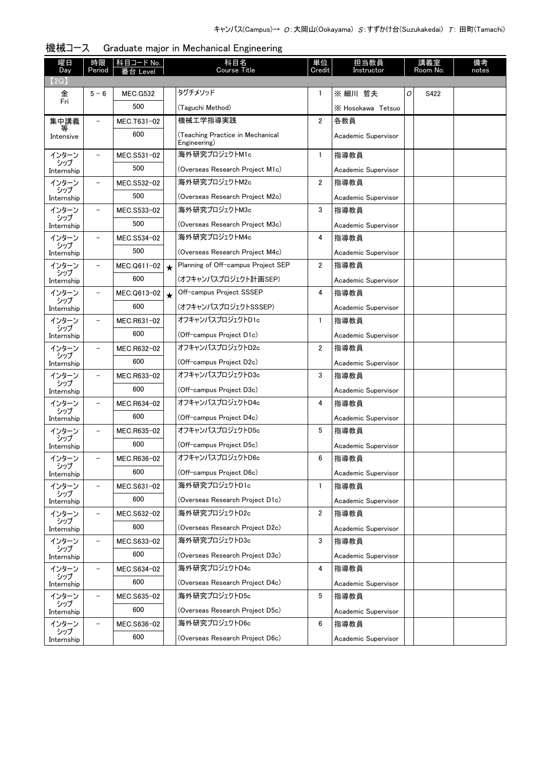キャンパス(Campus)→ O:大岡山(Ookayama) S:すずかけ台(Suzukakedai) T: 田町(Tamachi)

## 機械コース Graduate major in Mechanical Engineering

| 曜日 Day | 時限 Period | 科目コード No. 番台 Level | | 科目名 Course Title | 単位 Credit | 担当教員 Instructor | | 講義室 Room No. | 備考 notes |
|---|---|---|---|---|---|---|---|---|---|
| 【2Q】 | | | | | | | | | |
| 金 Fri | 5 - 6 | MEC.G532 500 | | タグチメソッド (Taguchi Method) | 1 | ※ 細川 哲夫 ※ Hosokawa Tetsuo | O | S422 | |
| 集中講義等 Intensive | － | MEC.T631-02 600 | | 機械工学指導実践 (Teaching Practice in Mechanical Engineering) | 2 | 各教員 Academic Supervisor | | | |
| インターンシップ Internship | － | MEC.S531-02 500 | | 海外研究プロジェクトM1c (Overseas Research Project M1c) | 1 | 指導教員 Academic Supervisor | | | |
| インターンシップ Internship | － | MEC.S532-02 500 | | 海外研究プロジェクトM2c (Overseas Research Project M2c) | 2 | 指導教員 Academic Supervisor | | | |
| インターンシップ Internship | － | MEC.S533-02 500 | | 海外研究プロジェクトM3c (Overseas Research Project M3c) | 3 | 指導教員 Academic Supervisor | | | |
| インターンシップ Internship | － | MEC.S534-02 500 | | 海外研究プロジェクトM4c (Overseas Research Project M4c) | 4 | 指導教員 Academic Supervisor | | | |
| インターンシップ Internship | － | MEC.Q611-02 600 | ★ | Planning of Off-campus Project SEP (オフキャンパスプロジェクト計画SEP) | 2 | 指導教員 Academic Supervisor | | | |
| インターンシップ Internship | － | MEC.Q613-02 600 | ★ | Off-campus Project SSSEP (オフキャンパスプロジェクトSSSEP) | 4 | 指導教員 Academic Supervisor | | | |
| インターンシップ Internship | － | MEC.R631-02 600 | | オフキャンパスプロジェクトD1c (Off-campus Project D1c) | 1 | 指導教員 Academic Supervisor | | | |
| インターンシップ Internship | － | MEC.R632-02 600 | | オフキャンパスプロジェクトD2c (Off-campus Project D2c) | 2 | 指導教員 Academic Supervisor | | | |
| インターンシップ Internship | － | MEC.R633-02 600 | | オフキャンパスプロジェクトD3c (Off-campus Project D3c) | 3 | 指導教員 Academic Supervisor | | | |
| インターンシップ Internship | － | MEC.R634-02 600 | | オフキャンパスプロジェクトD4c (Off-campus Project D4c) | 4 | 指導教員 Academic Supervisor | | | |
| インターンシップ Internship | － | MEC.R635-02 600 | | オフキャンパスプロジェクトD5c (Off-campus Project D5c) | 5 | 指導教員 Academic Supervisor | | | |
| インターンシップ Internship | － | MEC.R636-02 600 | | オフキャンパスプロジェクトD6c (Off-campus Project D6c) | 6 | 指導教員 Academic Supervisor | | | |
| インターンシップ Internship | － | MEC.S631-02 600 | | 海外研究プロジェクトD1c (Overseas Research Project D1c) | 1 | 指導教員 Academic Supervisor | | | |
| インターンシップ Internship | － | MEC.S632-02 600 | | 海外研究プロジェクトD2c (Overseas Research Project D2c) | 2 | 指導教員 Academic Supervisor | | | |
| インターンシップ Internship | － | MEC.S633-02 600 | | 海外研究プロジェクトD3c (Overseas Research Project D3c) | 3 | 指導教員 Academic Supervisor | | | |
| インターンシップ Internship | － | MEC.S634-02 600 | | 海外研究プロジェクトD4c (Overseas Research Project D4c) | 4 | 指導教員 Academic Supervisor | | | |
| インターンシップ Internship | － | MEC.S635-02 600 | | 海外研究プロジェクトD5c (Overseas Research Project D5c) | 5 | 指導教員 Academic Supervisor | | | |
| インターンシップ Internship | － | MEC.S636-02 600 | | 海外研究プロジェクトD6c (Overseas Research Project D6c) | 6 | 指導教員 Academic Supervisor | | | |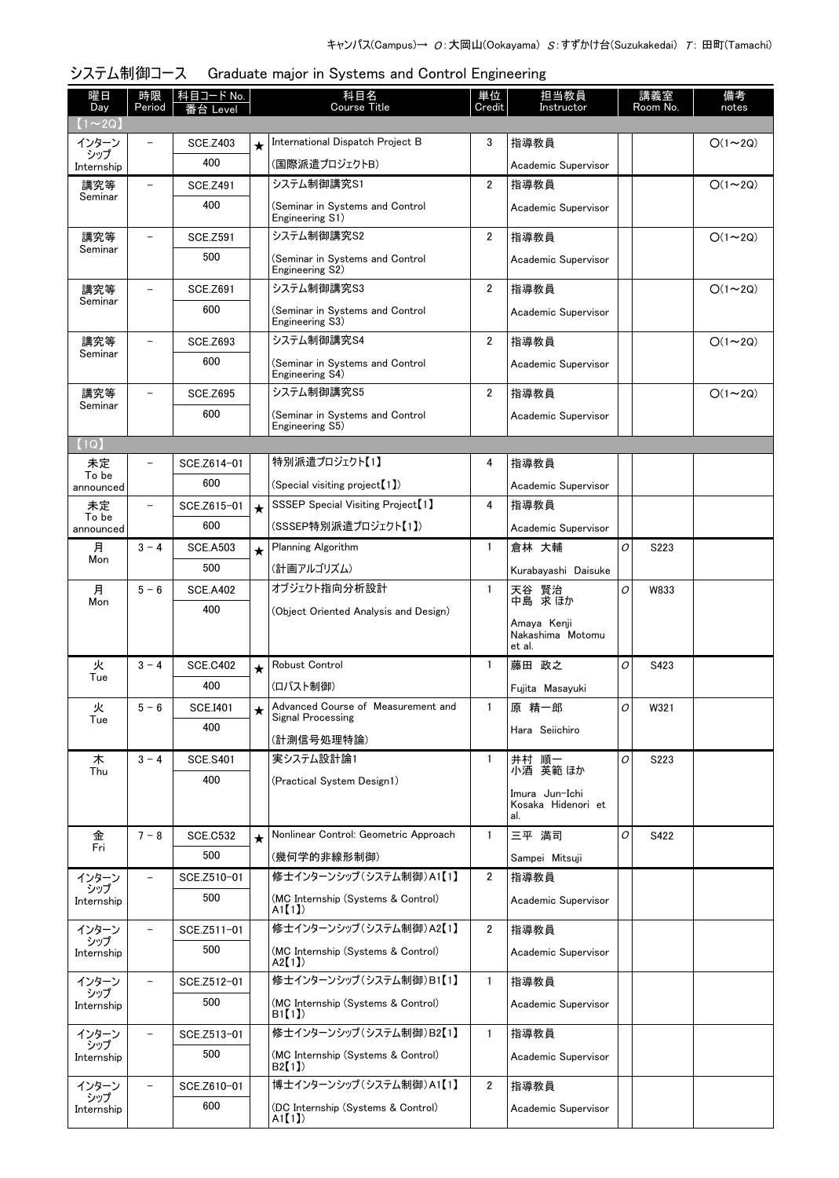キャンパス(Campus)→ O:大岡山(Ookayama) S:すずかけ台(Suzukakedai) T: 田町(Tamachi)

## システム制御コース　Graduate major in Systems and Control Engineering

| 曜日 Day | 時限 Period | 科目コード No. 番台 Level | | 科目名 Course Title | 単位 Credit | 担当教員 Instructor | | 講義室 Room No. | 備考 notes |
|---|---|---|---|---|---|---|---|---|---|
| 【1～2Q】 | | | | | | | | | |
| インターンシップ Internship | － | SCE.Z403 400 | ★ | International Dispatch Project B (国際派遣プロジェクトB) | 3 | 指導教員 Academic Supervisor | | | O(1～2Q) |
| 講究等 Seminar | － | SCE.Z491 400 | | システム制御講究S1 (Seminar in Systems and Control Engineering S1) | 2 | 指導教員 Academic Supervisor | | | O(1～2Q) |
| 講究等 Seminar | － | SCE.Z591 500 | | システム制御講究S2 (Seminar in Systems and Control Engineering S2) | 2 | 指導教員 Academic Supervisor | | | O(1～2Q) |
| 講究等 Seminar | － | SCE.Z691 600 | | システム制御講究S3 (Seminar in Systems and Control Engineering S3) | 2 | 指導教員 Academic Supervisor | | | O(1～2Q) |
| 講究等 Seminar | － | SCE.Z693 600 | | システム制御講究S4 (Seminar in Systems and Control Engineering S4) | 2 | 指導教員 Academic Supervisor | | | O(1～2Q) |
| 講究等 Seminar | － | SCE.Z695 600 | | システム制御講究S5 (Seminar in Systems and Control Engineering S5) | 2 | 指導教員 Academic Supervisor | | | O(1～2Q) |
| 【1Q】 | | | | | | | | | |
| 未定 To be announced | － | SCE.Z614-01 600 | | 特別派遣プロジェクト【1】 (Special visiting project【1】) | 4 | 指導教員 Academic Supervisor | | | |
| 未定 To be announced | － | SCE.Z615-01 600 | ★ | SSSEP Special Visiting Project【1】 (SSSEP特別派遣プロジェクト【1】) | 4 | 指導教員 Academic Supervisor | | | |
| 月 Mon | 3－4 | SCE.A503 500 | ★ | Planning Algorithm (計画アルゴリズム) | 1 | 倉林 大輔 Kurabayashi Daisuke | O | S223 | |
| 月 Mon | 5－6 | SCE.A402 400 | | オブジェクト指向分析設計 (Object Oriented Analysis and Design) | 1 | 天谷 賢治 中島 求 ほか Amaya Kenji Nakashima Motomu et al. | O | W833 | |
| 火 Tue | 3－4 | SCE.C402 400 | ★ | Robust Control (ロバスト制御) | 1 | 藤田 政之 Fujita Masayuki | O | S423 | |
| 火 Tue | 5－6 | SCE.I401 400 | ★ | Advanced Course of Measurement and Signal Processing (計測信号処理特論) | 1 | 原 精一郎 Hara Seiichiro | O | W321 | |
| 木 Thu | 3－4 | SCE.S401 400 | | 実システム設計論1 (Practical System Design1) | 1 | 井村 順一 小酒 英範 ほか Imura Jun-Ichi Kosaka Hidenori et al. | O | S223 | |
| 金 Fri | 7－8 | SCE.C532 500 | ★ | Nonlinear Control: Geometric Approach (幾何学的非線形制御) | 1 | 三平 満司 Sampei Mitsuji | O | S422 | |
| インターンシップ Internship | － | SCE.Z510-01 500 | | 修士インターンシップ(システム制御)A1【1】 (MC Internship (Systems & Control) A1【1】) | 2 | 指導教員 Academic Supervisor | | | |
| インターンシップ Internship | － | SCE.Z511-01 500 | | 修士インターンシップ(システム制御)A2【1】 (MC Internship (Systems & Control) A2【1】) | 2 | 指導教員 Academic Supervisor | | | |
| インターンシップ Internship | － | SCE.Z512-01 500 | | 修士インターンシップ(システム制御)B1【1】 (MC Internship (Systems & Control) B1【1】) | 1 | 指導教員 Academic Supervisor | | | |
| インターンシップ Internship | － | SCE.Z513-01 500 | | 修士インターンシップ(システム制御)B2【1】 (MC Internship (Systems & Control) B2【1】) | 1 | 指導教員 Academic Supervisor | | | |
| インターンシップ Internship | － | SCE.Z610-01 600 | | 博士インターンシップ(システム制御)A1【1】 (DC Internship (Systems & Control) A1【1】) | 2 | 指導教員 Academic Supervisor | | | |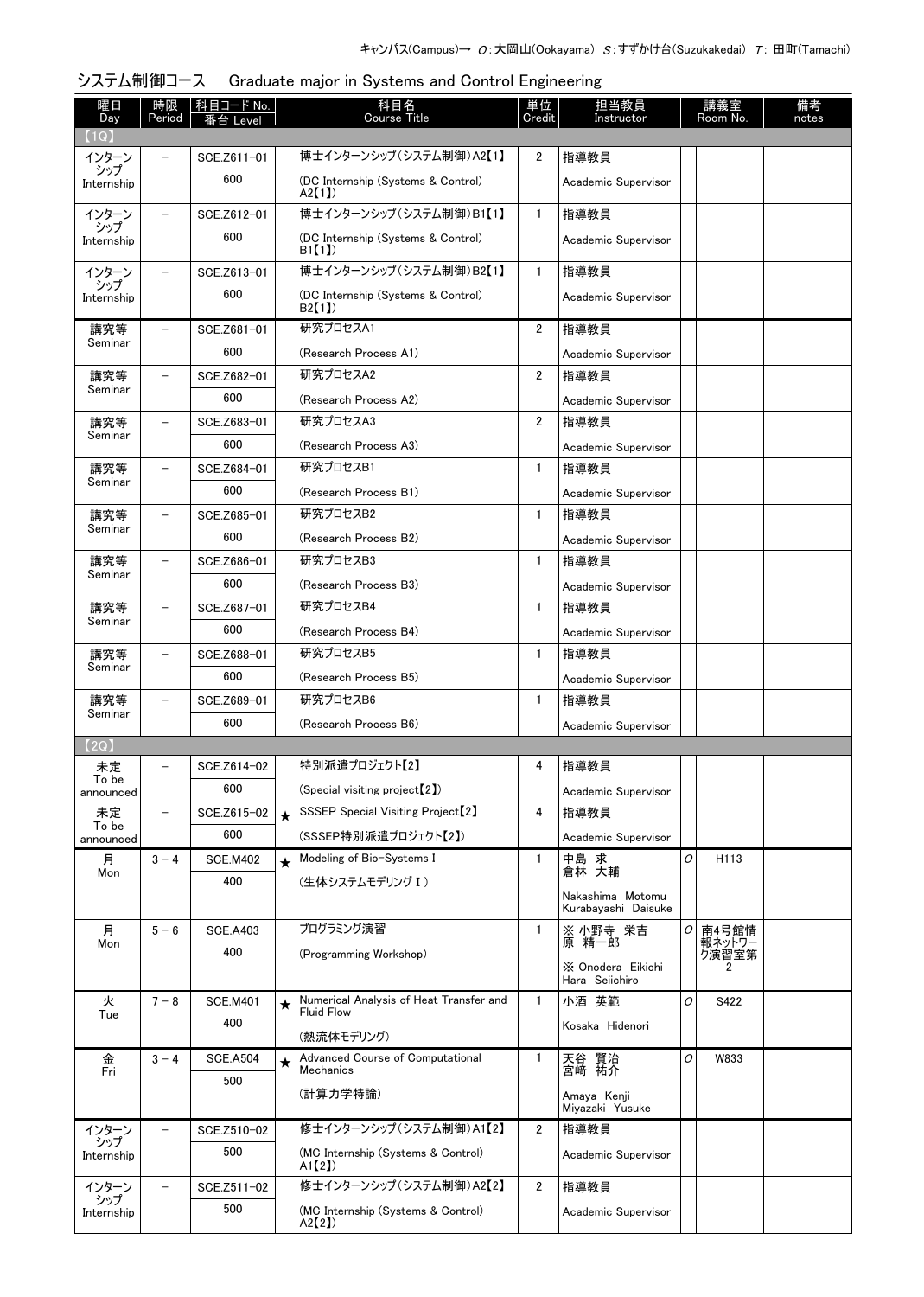キャンパス(Campus)→ O：大岡山(Ookayama) S：すずかけ台(Suzukakedai) T：田町(Tamachi)

## システム制御コース　Graduate major in Systems and Control Engineering

| 曜日 Day | 時限 Period | 科目コード No. 番台 Level | | 科目名 Course Title | 単位 Credit | 担当教員 Instructor | | 講義室 Room No. | 備考 notes |
|---|---|---|---|---|---|---|---|---|---|
| 【1Q】 | | | | | | | | | |
| インターンシップ Internship | － | SCE.Z611-01 600 | | 博士インターンシップ(システム制御)A2【1】 (DC Internship (Systems & Control) A2【1】) | 2 | 指導教員 Academic Supervisor | | | |
| インターンシップ Internship | － | SCE.Z612-01 600 | | 博士インターンシップ(システム制御)B1【1】 (DC Internship (Systems & Control) B1【1】) | 1 | 指導教員 Academic Supervisor | | | |
| インターンシップ Internship | － | SCE.Z613-01 600 | | 博士インターンシップ(システム制御)B2【1】 (DC Internship (Systems & Control) B2【1】) | 1 | 指導教員 Academic Supervisor | | | |
| 講究等 Seminar | － | SCE.Z681-01 600 | | 研究プロセスA1 (Research Process A1) | 2 | 指導教員 Academic Supervisor | | | |
| 講究等 Seminar | － | SCE.Z682-01 600 | | 研究プロセスA2 (Research Process A2) | 2 | 指導教員 Academic Supervisor | | | |
| 講究等 Seminar | － | SCE.Z683-01 600 | | 研究プロセスA3 (Research Process A3) | 2 | 指導教員 Academic Supervisor | | | |
| 講究等 Seminar | － | SCE.Z684-01 600 | | 研究プロセスB1 (Research Process B1) | 1 | 指導教員 Academic Supervisor | | | |
| 講究等 Seminar | － | SCE.Z685-01 600 | | 研究プロセスB2 (Research Process B2) | 1 | 指導教員 Academic Supervisor | | | |
| 講究等 Seminar | － | SCE.Z686-01 600 | | 研究プロセスB3 (Research Process B3) | 1 | 指導教員 Academic Supervisor | | | |
| 講究等 Seminar | － | SCE.Z687-01 600 | | 研究プロセスB4 (Research Process B4) | 1 | 指導教員 Academic Supervisor | | | |
| 講究等 Seminar | － | SCE.Z688-01 600 | | 研究プロセスB5 (Research Process B5) | 1 | 指導教員 Academic Supervisor | | | |
| 講究等 Seminar | － | SCE.Z689-01 600 | | 研究プロセスB6 (Research Process B6) | 1 | 指導教員 Academic Supervisor | | | |
| 【2Q】 | | | | | | | | | |
| 未定 To be announced | － | SCE.Z614-02 600 | | 特別派遣プロジェクト【2】 (Special visiting project【2】) | 4 | 指導教員 Academic Supervisor | | | |
| 未定 To be announced | － | SCE.Z615-02 600 | ★ | SSSEP Special Visiting Project【2】 (SSSEP特別派遣プロジェクト【2】) | 4 | 指導教員 Academic Supervisor | | | |
| 月 Mon | 3－4 | SCE.M402 400 | ★ | Modeling of Bio-Systems I (生体システムモデリングⅠ) | 1 | 中島 求 倉林 大輔 Nakashima Motomu Kurabayashi Daisuke | O | H113 | |
| 月 Mon | 5－6 | SCE.A403 400 | | プログラミング演習 (Programming Workshop) | 1 | ※ 小野寺 栄吉 原 精一郎 ※ Onodera Eikichi Hara Seiichiro | O | 南4号館情報ネットワーク演習室第2 | |
| 火 Tue | 7－8 | SCE.M401 400 | ★ | Numerical Analysis of Heat Transfer and Fluid Flow (熱流体モデリング) | 1 | 小酒 英範 Kosaka Hidenori | O | S422 | |
| 金 Fri | 3－4 | SCE.A504 500 | ★ | Advanced Course of Computational Mechanics (計算力学特論) | 1 | 天谷 賢治 宮崎 祐介 Amaya Kenji Miyazaki Yusuke | O | W833 | |
| インターンシップ Internship | － | SCE.Z510-02 500 | | 修士インターンシップ(システム制御)A1【2】 (MC Internship (Systems & Control) A1【2】) | 2 | 指導教員 Academic Supervisor | | | |
| インターンシップ Internship | － | SCE.Z511-02 500 | | 修士インターンシップ(システム制御)A2【2】 (MC Internship (Systems & Control) A2【2】) | 2 | 指導教員 Academic Supervisor | | | |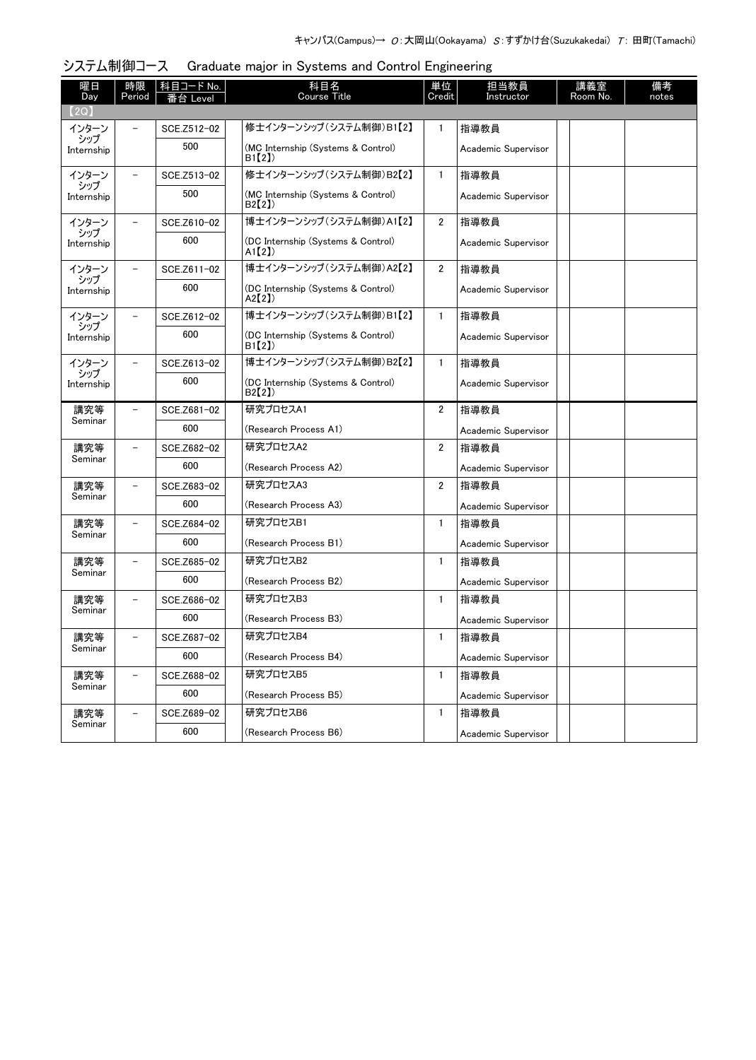キャンパス(Campus)→ O:大岡山(Ookayama) S:すずかけ台(Suzukakedai) T: 田町(Tamachi)

## システム制御コース　Graduate major in Systems and Control Engineering

| 曜日 Day | 時限 Period | 科目コード No. 番台 Level | 科目名 Course Title | 単位 Credit | 担当教員 Instructor | 講義室 Room No. | 備考 notes |
|---|---|---|---|---|---|---|---|
| 【2Q】 | | | | | | | |
| インターンシップ Internship | － | SCE.Z512-02 500 | 修士インターンシップ（システム制御）B1【2】 (MC Internship (Systems & Control) B1【2】) | 1 | 指導教員 Academic Supervisor | | |
| インターンシップ Internship | － | SCE.Z513-02 500 | 修士インターンシップ（システム制御）B2【2】 (MC Internship (Systems & Control) B2【2】) | 1 | 指導教員 Academic Supervisor | | |
| インターンシップ Internship | － | SCE.Z610-02 600 | 博士インターンシップ（システム制御）A1【2】 (DC Internship (Systems & Control) A1【2】) | 2 | 指導教員 Academic Supervisor | | |
| インターンシップ Internship | － | SCE.Z611-02 600 | 博士インターンシップ（システム制御）A2【2】 (DC Internship (Systems & Control) A2【2】) | 2 | 指導教員 Academic Supervisor | | |
| インターンシップ Internship | － | SCE.Z612-02 600 | 博士インターンシップ（システム制御）B1【2】 (DC Internship (Systems & Control) B1【2】) | 1 | 指導教員 Academic Supervisor | | |
| インターンシップ Internship | － | SCE.Z613-02 600 | 博士インターンシップ（システム制御）B2【2】 (DC Internship (Systems & Control) B2【2】) | 1 | 指導教員 Academic Supervisor | | |
| 講究等 Seminar | － | SCE.Z681-02 600 | 研究プロセスA1 (Research Process A1) | 2 | 指導教員 Academic Supervisor | | |
| 講究等 Seminar | － | SCE.Z682-02 600 | 研究プロセスA2 (Research Process A2) | 2 | 指導教員 Academic Supervisor | | |
| 講究等 Seminar | － | SCE.Z683-02 600 | 研究プロセスA3 (Research Process A3) | 2 | 指導教員 Academic Supervisor | | |
| 講究等 Seminar | － | SCE.Z684-02 600 | 研究プロセスB1 (Research Process B1) | 1 | 指導教員 Academic Supervisor | | |
| 講究等 Seminar | － | SCE.Z685-02 600 | 研究プロセスB2 (Research Process B2) | 1 | 指導教員 Academic Supervisor | | |
| 講究等 Seminar | － | SCE.Z686-02 600 | 研究プロセスB3 (Research Process B3) | 1 | 指導教員 Academic Supervisor | | |
| 講究等 Seminar | － | SCE.Z687-02 600 | 研究プロセスB4 (Research Process B4) | 1 | 指導教員 Academic Supervisor | | |
| 講究等 Seminar | － | SCE.Z688-02 600 | 研究プロセスB5 (Research Process B5) | 1 | 指導教員 Academic Supervisor | | |
| 講究等 Seminar | － | SCE.Z689-02 600 | 研究プロセスB6 (Research Process B6) | 1 | 指導教員 Academic Supervisor | | |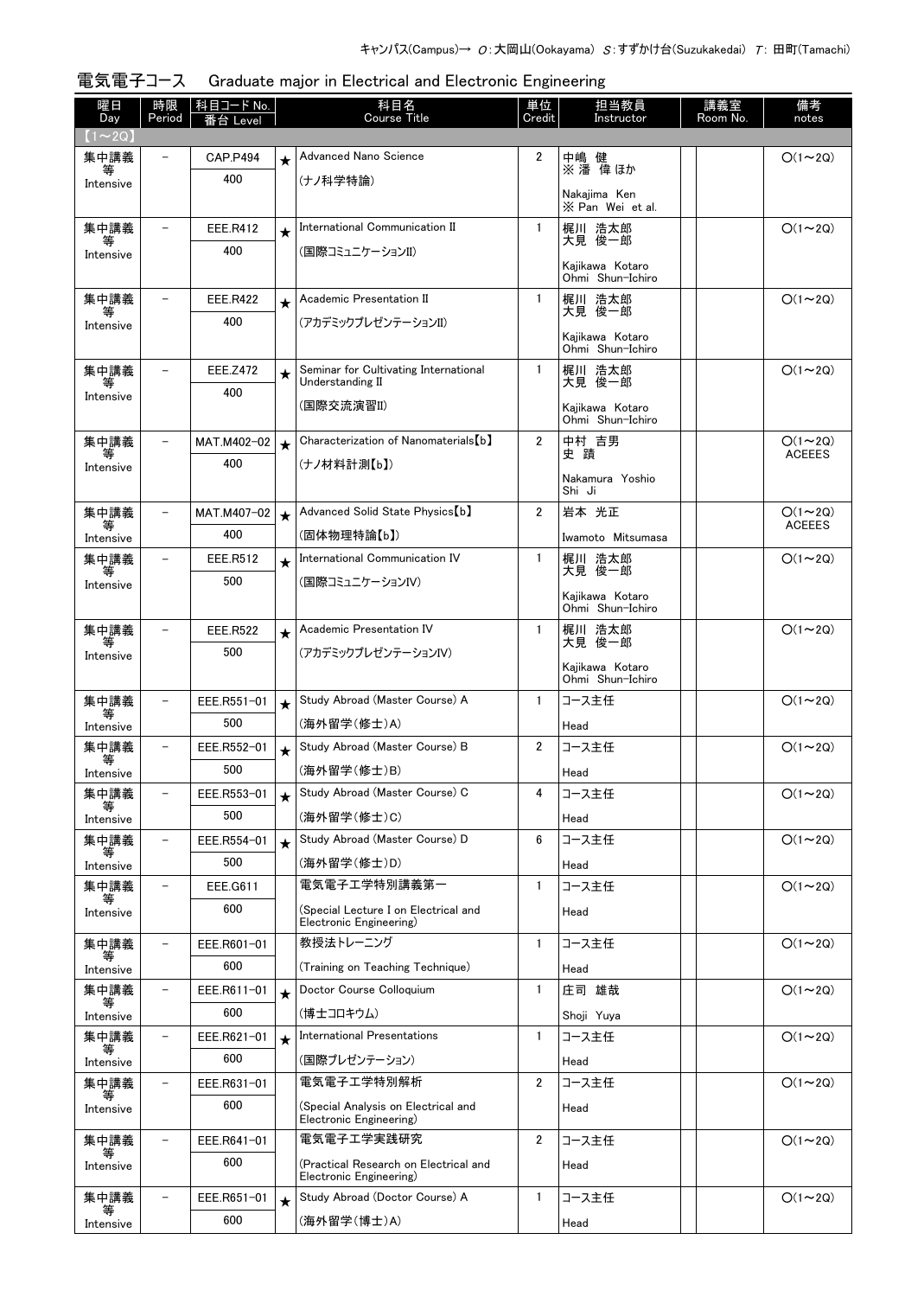キャンパス(Campus)→ O:大岡山(Ookayama) S:すずかけ台(Suzukakedai) T: 田町(Tamachi)

## 電気電子コース　Graduate major in Electrical and Electronic Engineering

| 曜日 Day | 時限 Period | 科目コード No. 番台 Level | | 科目名 Course Title | 単位 Credit | 担当教員 Instructor | | 講義室 Room No. | 備考 notes |
|---|---|---|---|---|---|---|---|---|---|
| 【1～2Q】 | | | | | | | | | |
| 集中講義等 Intensive | – | CAP.P494 400 | ★ | Advanced Nano Science (ナノ科学特論) | 2 | 中嶋 健 ※ 潘 偉 ほか Nakajima Ken ※ Pan Wei et al. | | | O(1～2Q) |
| 集中講義等 Intensive | – | EEE.R412 400 | ★ | International Communication II (国際コミュニケーションII) | 1 | 梶川 浩太郎 大見 俊一郎 Kajikawa Kotaro Ohmi Shun-Ichiro | | | O(1～2Q) |
| 集中講義等 Intensive | – | EEE.R422 400 | ★ | Academic Presentation II (アカデミックプレゼンテーションII) | 1 | 梶川 浩太郎 大見 俊一郎 Kajikawa Kotaro Ohmi Shun-Ichiro | | | O(1～2Q) |
| 集中講義等 Intensive | – | EEE.Z472 400 | ★ | Seminar for Cultivating International Understanding II (国際交流演習II) | 1 | 梶川 浩太郎 大見 俊一郎 Kajikawa Kotaro Ohmi Shun-Ichiro | | | O(1～2Q) |
| 集中講義等 Intensive | – | MAT.M402-02 400 | ★ | Characterization of Nanomaterials【b】 (ナノ材料計測【b】) | 2 | 中村 吉男 史 蹟 Nakamura Yoshio Shi Ji | | | O(1～2Q) ACEEES |
| 集中講義等 Intensive | – | MAT.M407-02 400 | ★ | Advanced Solid State Physics【b】 (固体物理特論【b】) | 2 | 岩本 光正 Iwamoto Mitsumasa | | | O(1～2Q) ACEEES |
| 集中講義等 Intensive | – | EEE.R512 500 | ★ | International Communication IV (国際コミュニケーションIV) | 1 | 梶川 浩太郎 大見 俊一郎 Kajikawa Kotaro Ohmi Shun-Ichiro | | | O(1～2Q) |
| 集中講義等 Intensive | – | EEE.R522 500 | ★ | Academic Presentation IV (アカデミックプレゼンテーションIV) | 1 | 梶川 浩太郎 大見 俊一郎 Kajikawa Kotaro Ohmi Shun-Ichiro | | | O(1～2Q) |
| 集中講義等 Intensive | – | EEE.R551-01 500 | ★ | Study Abroad (Master Course) A (海外留学(修士)A) | 1 | コース主任 Head | | | O(1～2Q) |
| 集中講義等 Intensive | – | EEE.R552-01 500 | ★ | Study Abroad (Master Course) B (海外留学(修士)B) | 2 | コース主任 Head | | | O(1～2Q) |
| 集中講義等 Intensive | – | EEE.R553-01 500 | ★ | Study Abroad (Master Course) C (海外留学(修士)C) | 4 | コース主任 Head | | | O(1～2Q) |
| 集中講義等 Intensive | – | EEE.R554-01 500 | ★ | Study Abroad (Master Course) D (海外留学(修士)D) | 6 | コース主任 Head | | | O(1～2Q) |
| 集中講義等 Intensive | – | EEE.G611 600 | | 電気電子工学特別講義第一 (Special Lecture I on Electrical and Electronic Engineering) | 1 | コース主任 Head | | | O(1～2Q) |
| 集中講義等 Intensive | – | EEE.R601-01 600 | | 教授法トレーニング (Training on Teaching Technique) | 1 | コース主任 Head | | | O(1～2Q) |
| 集中講義等 Intensive | – | EEE.R611-01 600 | ★ | Doctor Course Colloquium (博士コロキウム) | 1 | 庄司 雄哉 Shoji Yuya | | | O(1～2Q) |
| 集中講義等 Intensive | – | EEE.R621-01 600 | ★ | International Presentations (国際プレゼンテーション) | 1 | コース主任 Head | | | O(1～2Q) |
| 集中講義等 Intensive | – | EEE.R631-01 600 | | 電気電子工学特別解析 (Special Analysis on Electrical and Electronic Engineering) | 2 | コース主任 Head | | | O(1～2Q) |
| 集中講義等 Intensive | – | EEE.R641-01 600 | | 電気電子工学実践研究 (Practical Research on Electrical and Electronic Engineering) | 2 | コース主任 Head | | | O(1～2Q) |
| 集中講義等 Intensive | – | EEE.R651-01 600 | ★ | Study Abroad (Doctor Course) A (海外留学(博士)A) | 1 | コース主任 Head | | | O(1～2Q) |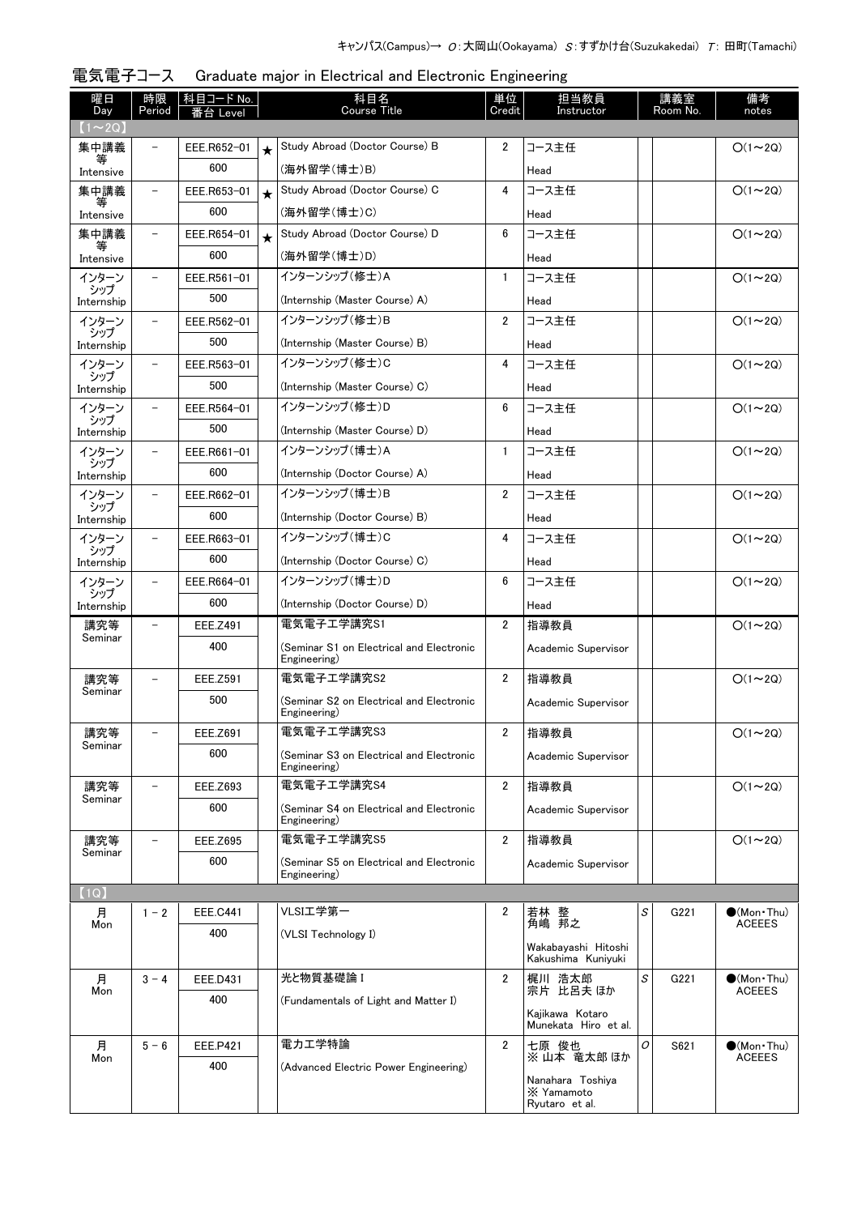キャンパス(Campus)→ O:大岡山(Ookayama) S:すずかけ台(Suzukakedai) T: 田町(Tamachi)

## 電気電子コース　Graduate major in Electrical and Electronic Engineering

| 曜日 Day | 時限 Period | 科目コード No. 番台 Level | | 科目名 Course Title | 単位 Credit | 担当教員 Instructor | 講義室 Room No. | | 備考 notes |
|---|---|---|---|---|---|---|---|---|---|
| 【1～2Q】 | | | | | | | | | |
| 集中講義等 Intensive | － | EEE.R652-01 600 | ★ | Study Abroad (Doctor Course) B (海外留学(博士)B) | 2 | コース主任 Head | | | ○(1～2Q) |
| 集中講義等 Intensive | － | EEE.R653-01 600 | ★ | Study Abroad (Doctor Course) C (海外留学(博士)C) | 4 | コース主任 Head | | | ○(1～2Q) |
| 集中講義等 Intensive | － | EEE.R654-01 600 | ★ | Study Abroad (Doctor Course) D (海外留学(博士)D) | 6 | コース主任 Head | | | ○(1～2Q) |
| インターンシップ Internship | － | EEE.R561-01 500 | | インターンシップ(修士)A (Internship (Master Course) A) | 1 | コース主任 Head | | | ○(1～2Q) |
| インターンシップ Internship | － | EEE.R562-01 500 | | インターンシップ(修士)B (Internship (Master Course) B) | 2 | コース主任 Head | | | ○(1～2Q) |
| インターンシップ Internship | － | EEE.R563-01 500 | | インターンシップ(修士)C (Internship (Master Course) C) | 4 | コース主任 Head | | | ○(1～2Q) |
| インターンシップ Internship | － | EEE.R564-01 500 | | インターンシップ(修士)D (Internship (Master Course) D) | 6 | コース主任 Head | | | ○(1～2Q) |
| インターンシップ Internship | － | EEE.R661-01 600 | | インターンシップ(博士)A (Internship (Doctor Course) A) | 1 | コース主任 Head | | | ○(1～2Q) |
| インターンシップ Internship | － | EEE.R662-01 600 | | インターンシップ(博士)B (Internship (Doctor Course) B) | 2 | コース主任 Head | | | ○(1～2Q) |
| インターンシップ Internship | － | EEE.R663-01 600 | | インターンシップ(博士)C (Internship (Doctor Course) C) | 4 | コース主任 Head | | | ○(1～2Q) |
| インターンシップ Internship | － | EEE.R664-01 600 | | インターンシップ(博士)D (Internship (Doctor Course) D) | 6 | コース主任 Head | | | ○(1～2Q) |
| 講究等 Seminar | － | EEE.Z491 400 | | 電気電子工学講究S1 (Seminar S1 on Electrical and Electronic Engineering) | 2 | 指導教員 Academic Supervisor | | | ○(1～2Q) |
| 講究等 Seminar | － | EEE.Z591 500 | | 電気電子工学講究S2 (Seminar S2 on Electrical and Electronic Engineering) | 2 | 指導教員 Academic Supervisor | | | ○(1～2Q) |
| 講究等 Seminar | － | EEE.Z691 600 | | 電気電子工学講究S3 (Seminar S3 on Electrical and Electronic Engineering) | 2 | 指導教員 Academic Supervisor | | | ○(1～2Q) |
| 講究等 Seminar | － | EEE.Z693 600 | | 電気電子工学講究S4 (Seminar S4 on Electrical and Electronic Engineering) | 2 | 指導教員 Academic Supervisor | | | ○(1～2Q) |
| 講究等 Seminar | － | EEE.Z695 600 | | 電気電子工学講究S5 (Seminar S5 on Electrical and Electronic Engineering) | 2 | 指導教員 Academic Supervisor | | | ○(1～2Q) |
| 【1Q】 | | | | | | | | | |
| 月 Mon | 1－2 | EEE.C441 400 | | VLSI工学第一 (VLSI Technology I) | 2 | 若林 整 角嶋 邦之 Wakabayashi Hitoshi Kakushima Kuniyuki | S | G221 | ●(Mon・Thu) ACEEES |
| 月 Mon | 3－4 | EEE.D431 400 | | 光と物質基礎論 I (Fundamentals of Light and Matter I) | 2 | 梶川 浩太郎 宗片 比呂夫 ほか Kajikawa Kotaro Munekata Hiro et al. | S | G221 | ●(Mon・Thu) ACEEES |
| 月 Mon | 5－6 | EEE.P421 400 | | 電力工学特論 (Advanced Electric Power Engineering) | 2 | 七原 俊也 ※ 山本 竜太郎 ほか Nanahara Toshiya ※ Yamamoto Ryutaro et al. | O | S621 | ●(Mon・Thu) ACEEES |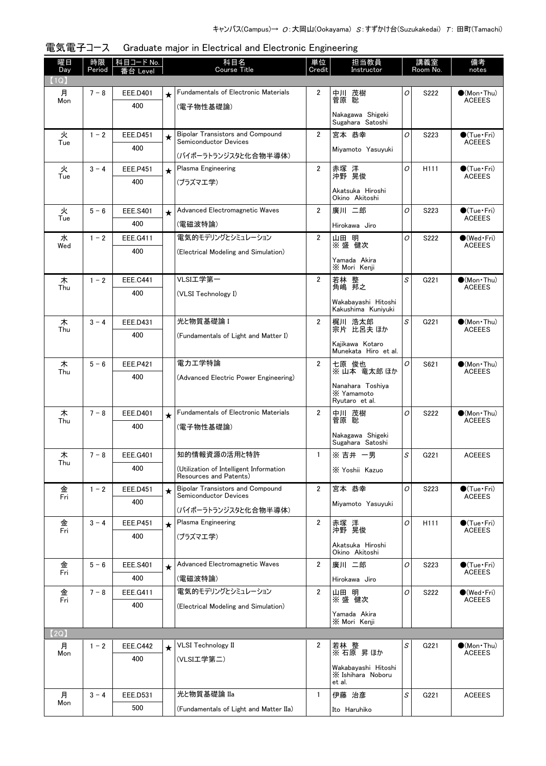キャンパス(Campus)→ O：大岡山(Ookayama)　S：すずかけ台(Suzukakedai)　T：田町(Tamachi)

## 電気電子コース　Graduate major in Electrical and Electronic Engineering

| 曜日 Day | 時限 Period | 科目コード No. 番台 Level | | 科目名 Course Title | 単位 Credit | 担当教員 Instructor | | 講義室 Room No. | 備考 notes |
|---|---|---|---|---|---|---|---|---|---|
| 【1Q】 | | | | | | | | | |
| 月 Mon | 7－8 | EEE.D401 400 | ★ | Fundamentals of Electronic Materials (電子物性基礎論) | 2 | 中川 茂樹 菅原 聡 Nakagawa Shigeki Sugahara Satoshi | O | S222 | ●(Mon・Thu) ACEEES |
| 火 Tue | 1－2 | EEE.D451 400 | ★ | Bipolar Transistors and Compound Semiconductor Devices (バイポーラトランジスタと化合物半導体) | 2 | 宮本 恭幸 Miyamoto Yasuyuki | O | S223 | ●(Tue・Fri) ACEEES |
| 火 Tue | 3－4 | EEE.P451 400 | ★ | Plasma Engineering (プラズマ工学) | 2 | 赤塚 洋 沖野 晃俊 Akatsuka Hiroshi Okino Akitoshi | O | H111 | ●(Tue・Fri) ACEEES |
| 火 Tue | 5－6 | EEE.S401 400 | ★ | Advanced Electromagnetic Waves (電磁波特論) | 2 | 廣川 二郎 Hirokawa Jiro | O | S223 | ●(Tue・Fri) ACEEES |
| 水 Wed | 1－2 | EEE.G411 400 | | 電気的モデリングとシミュレーション (Electrical Modeling and Simulation) | 2 | 山田 明 ※ 盛 健次 Yamada Akira ※ Mori Kenji | O | S222 | ●(Wed・Fri) ACEEES |
| 木 Thu | 1－2 | EEE.C441 400 | | VLSI工学第一 (VLSI Technology I) | 2 | 若林 整 角嶋 邦之 Wakabayashi Hitoshi Kakushima Kuniyuki | S | G221 | ●(Mon・Thu) ACEEES |
| 木 Thu | 3－4 | EEE.D431 400 | | 光と物質基礎論 I (Fundamentals of Light and Matter I) | 2 | 梶川 浩太郎 宗片 比呂夫 ほか Kajikawa Kotaro Munekata Hiro et al. | S | G221 | ●(Mon・Thu) ACEEES |
| 木 Thu | 5－6 | EEE.P421 400 | | 電力工学特論 (Advanced Electric Power Engineering) | 2 | 七原 俊也 ※ 山本 竜太郎 ほか Nanahara Toshiya ※ Yamamoto Ryutaro et al. | O | S621 | ●(Mon・Thu) ACEEES |
| 木 Thu | 7－8 | EEE.D401 400 | ★ | Fundamentals of Electronic Materials (電子物性基礎論) | 2 | 中川 茂樹 菅原 聡 Nakagawa Shigeki Sugahara Satoshi | O | S222 | ●(Mon・Thu) ACEEES |
| 木 Thu | 7－8 | EEE.G401 400 | | 知的情報資源の活用と特許 (Utilization of Intelligent Information Resources and Patents) | 1 | ※ 吉井 一男 ※ Yoshii Kazuo | S | G221 | ACEEES |
| 金 Fri | 1－2 | EEE.D451 400 | ★ | Bipolar Transistors and Compound Semiconductor Devices (バイポーラトランジスタと化合物半導体) | 2 | 宮本 恭幸 Miyamoto Yasuyuki | O | S223 | ●(Tue・Fri) ACEEES |
| 金 Fri | 3－4 | EEE.P451 400 | ★ | Plasma Engineering (プラズマ工学) | 2 | 赤塚 洋 沖野 晃俊 Akatsuka Hiroshi Okino Akitoshi | O | H111 | ●(Tue・Fri) ACEEES |
| 金 Fri | 5－6 | EEE.S401 400 | ★ | Advanced Electromagnetic Waves (電磁波特論) | 2 | 廣川 二郎 Hirokawa Jiro | O | S223 | ●(Tue・Fri) ACEEES |
| 金 Fri | 7－8 | EEE.G411 400 | | 電気的モデリングとシミュレーション (Electrical Modeling and Simulation) | 2 | 山田 明 ※ 盛 健次 Yamada Akira ※ Mori Kenji | O | S222 | ●(Wed・Fri) ACEEES |
| 【2Q】 | | | | | | | | | |
| 月 Mon | 1－2 | EEE.C442 400 | ★ | VLSI Technology II (VLSI工学第二) | 2 | 若林 整 ※ 石原 昇 ほか Wakabayashi Hitoshi ※ Ishihara Noboru et al. | S | G221 | ●(Mon・Thu) ACEEES |
| 月 Mon | 3－4 | EEE.D531 500 | | 光と物質基礎論 IIa (Fundamentals of Light and Matter IIa) | 1 | 伊藤 治彦 Ito Haruhiko | S | G221 | ACEEES |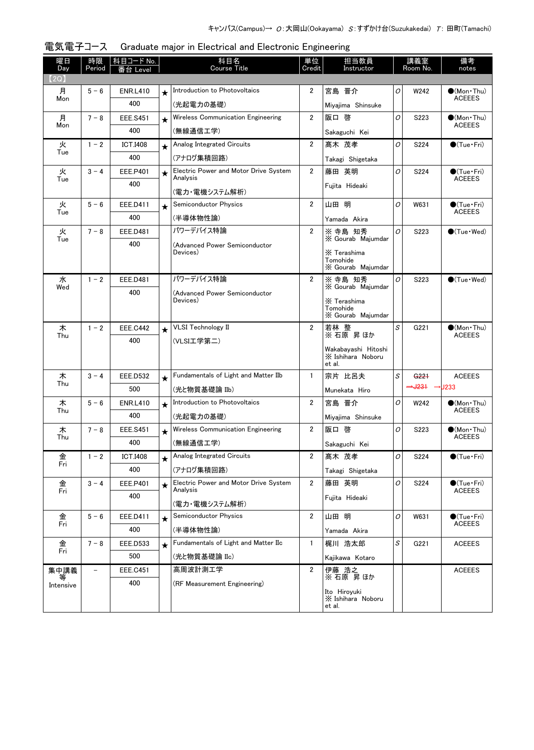キャンパス(Campus)→ O:大岡山(Ookayama) S:すずかけ台(Suzukakedai) T: 田町(Tamachi)

## 電気電子コース　Graduate major in Electrical and Electronic Engineering

| 曜日 Day | 時限 Period | 科目コード No. 番台 Level | | 科目名 Course Title | 単位 Credit | 担当教員 Instructor | | 講義室 Room No. | 備考 notes |
|---|---|---|---|---|---|---|---|---|---|
| 【2Q】 | | | | | | | | | |
| 月 Mon | 5 - 6 | ENR.L410 / 400 | ★ | Introduction to Photovoltaics (光起電力の基礎) | 2 | 宮島 晋介 Miyajima Shinsuke | O | W242 | ●(Mon・Thu) ACEEES |
| 月 Mon | 7 - 8 | EEE.S451 / 400 | ★ | Wireless Communication Engineering (無線通信工学) | 2 | 阪口 啓 Sakaguchi Kei | O | S223 | ●(Mon・Thu) ACEEES |
| 火 Tue | 1 - 2 | ICT.I408 / 400 | ★ | Analog Integrated Circuits (アナログ集積回路) | 2 | 髙木 茂孝 Takagi Shigetaka | O | S224 | ●(Tue・Fri) |
| 火 Tue | 3 - 4 | EEE.P401 / 400 | ★ | Electric Power and Motor Drive System Analysis (電力・電機システム解析) | 2 | 藤田 英明 Fujita Hideaki | O | S224 | ●(Tue・Fri) ACEEES |
| 火 Tue | 5 - 6 | EEE.D411 / 400 | ★ | Semiconductor Physics (半導体物性論) | 2 | 山田 明 Yamada Akira | O | W631 | ●(Tue・Fri) ACEEES |
| 火 Tue | 7 - 8 | EEE.D481 / 400 | | パワーデバイス特論 (Advanced Power Semiconductor Devices) | 2 | ※ 寺島 知秀 ※ Gourab Majumdar ※ Terashima Tomohide ※ Gourab Majumdar | O | S223 | ●(Tue・Wed) |
| 水 Wed | 1 - 2 | EEE.D481 / 400 | | パワーデバイス特論 (Advanced Power Semiconductor Devices) | 2 | ※ 寺島 知秀 ※ Gourab Majumdar ※ Terashima Tomohide ※ Gourab Majumdar | O | S223 | ●(Tue・Wed) |
| 木 Thu | 1 - 2 | EEE.C442 / 400 | ★ | VLSI Technology II (VLSI工学第二) | 2 | 若林 整 ※ 石原 昇 ほか Wakabayashi Hitoshi ※ Ishihara Noboru et al. | S | G221 | ●(Mon・Thu) ACEEES |
| 木 Thu | 3 - 4 | EEE.D532 / 500 | ★ | Fundamentals of Light and Matter IIb (光と物質基礎論 IIb) | 1 | 宗片 比呂夫 Munekata Hiro | S | ~~G221~~ →~~J231~~ →J233 | ACEEES |
| 木 Thu | 5 - 6 | ENR.L410 / 400 | ★ | Introduction to Photovoltaics (光起電力の基礎) | 2 | 宮島 晋介 Miyajima Shinsuke | O | W242 | ●(Mon・Thu) ACEEES |
| 木 Thu | 7 - 8 | EEE.S451 / 400 | ★ | Wireless Communication Engineering (無線通信工学) | 2 | 阪口 啓 Sakaguchi Kei | O | S223 | ●(Mon・Thu) ACEEES |
| 金 Fri | 1 - 2 | ICT.I408 / 400 | ★ | Analog Integrated Circuits (アナログ集積回路) | 2 | 髙木 茂孝 Takagi Shigetaka | O | S224 | ●(Tue・Fri) |
| 金 Fri | 3 - 4 | EEE.P401 / 400 | ★ | Electric Power and Motor Drive System Analysis (電力・電機システム解析) | 2 | 藤田 英明 Fujita Hideaki | O | S224 | ●(Tue・Fri) ACEEES |
| 金 Fri | 5 - 6 | EEE.D411 / 400 | ★ | Semiconductor Physics (半導体物性論) | 2 | 山田 明 Yamada Akira | O | W631 | ●(Tue・Fri) ACEEES |
| 金 Fri | 7 - 8 | EEE.D533 / 500 | ★ | Fundamentals of Light and Matter IIc (光と物質基礎論 IIc) | 1 | 梶川 浩太郎 Kajikawa Kotaro | S | G221 | ACEEES |
| 集中講義等 Intensive | - | EEE.C451 / 400 | | 高周波計測工学 (RF Measurement Engineering) | 2 | 伊藤 浩之 ※ 石原 昇 ほか Ito Hiroyuki ※ Ishihara Noboru et al. | | | ACEEES |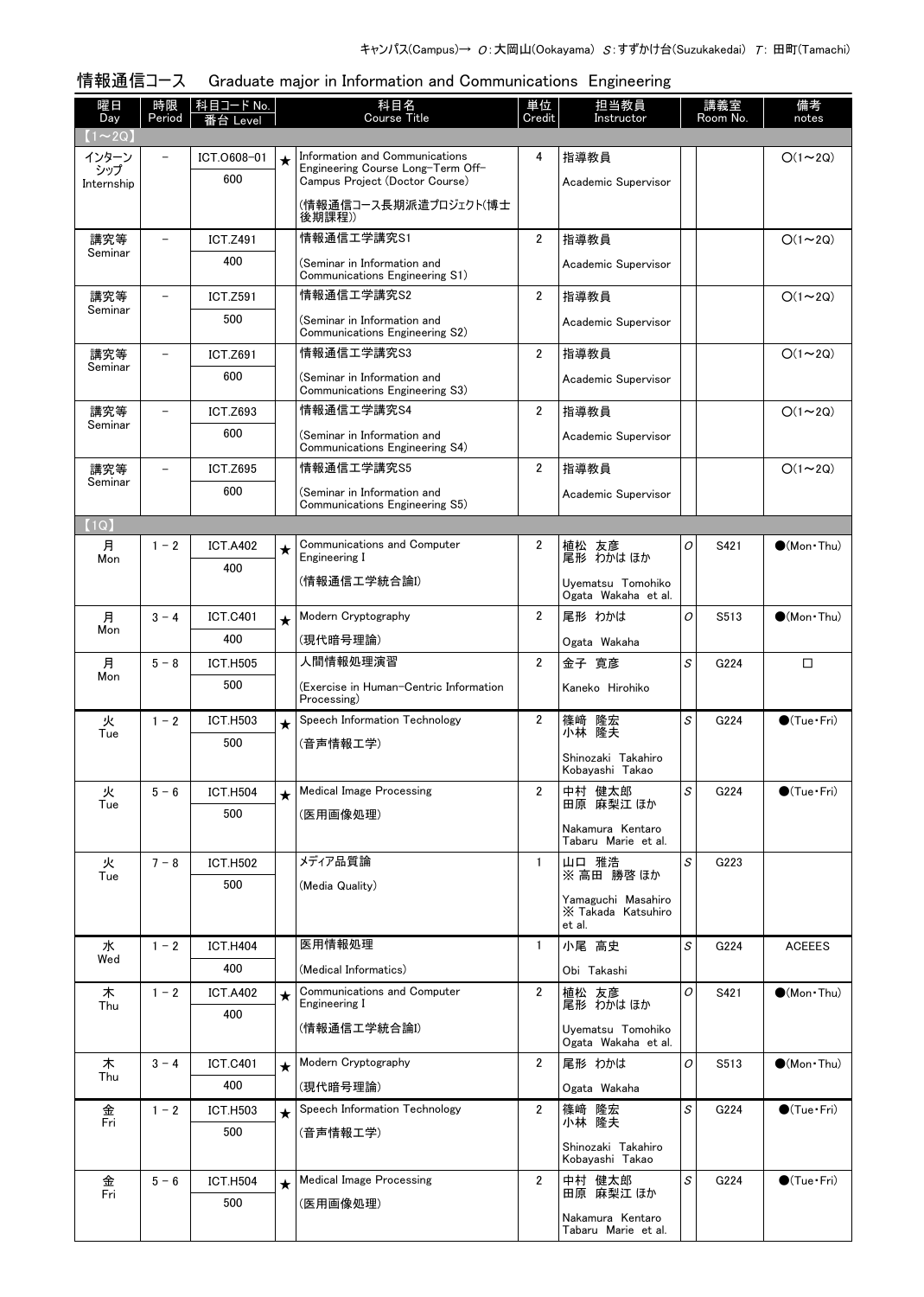キャンパス(Campus)→ O：大岡山(Ookayama) S：すずかけ台(Suzukakedai) T：田町(Tamachi)

## 情報通信コース　Graduate major in Information and Communications Engineering

| 曜日 Day | 時限 Period | 科目コード No. 番台 Level | | 科目名 Course Title | 単位 Credit | 担当教員 Instructor | 講義室 Room No. | | 備考 notes |
|---|---|---|---|---|---|---|---|---|---|
| 【1～2Q】 | | | | | | | | | |
| インターンシップ Internship | – | ICT.O608-01 600 | ★ | Information and Communications Engineering Course Long-Term Off-Campus Project (Doctor Course) (情報通信コース長期派遣プロジェクト(博士後期課程)) | 4 | 指導教員 Academic Supervisor | | | ○(1～2Q) |
| 講究等 Seminar | – | ICT.Z491 400 | | 情報通信工学講究S1 (Seminar in Information and Communications Engineering S1) | 2 | 指導教員 Academic Supervisor | | | ○(1～2Q) |
| 講究等 Seminar | – | ICT.Z591 500 | | 情報通信工学講究S2 (Seminar in Information and Communications Engineering S2) | 2 | 指導教員 Academic Supervisor | | | ○(1～2Q) |
| 講究等 Seminar | – | ICT.Z691 600 | | 情報通信工学講究S3 (Seminar in Information and Communications Engineering S3) | 2 | 指導教員 Academic Supervisor | | | ○(1～2Q) |
| 講究等 Seminar | – | ICT.Z693 600 | | 情報通信工学講究S4 (Seminar in Information and Communications Engineering S4) | 2 | 指導教員 Academic Supervisor | | | ○(1～2Q) |
| 講究等 Seminar | – | ICT.Z695 600 | | 情報通信工学講究S5 (Seminar in Information and Communications Engineering S5) | 2 | 指導教員 Academic Supervisor | | | ○(1～2Q) |
| 【1Q】 | | | | | | | | | |
| 月 Mon | 1－2 | ICT.A402 400 | ★ | Communications and Computer Engineering I (情報通信工学統合論I) | 2 | 植松 友彦 尾形 わかは ほか Uyematsu Tomohiko Ogata Wakaha et al. | O | S421 | ●(Mon・Thu) |
| 月 Mon | 3－4 | ICT.C401 400 | ★ | Modern Cryptography (現代暗号理論) | 2 | 尾形 わかは Ogata Wakaha | O | S513 | ●(Mon・Thu) |
| 月 Mon | 5－8 | ICT.H505 500 | | 人間情報処理演習 (Exercise in Human-Centric Information Processing) | 2 | 金子 寛彦 Kaneko Hirohiko | S | G224 | □ |
| 火 Tue | 1－2 | ICT.H503 500 | ★ | Speech Information Technology (音声情報工学) | 2 | 篠崎 隆宏 小林 隆夫 Shinozaki Takahiro Kobayashi Takao | S | G224 | ●(Tue・Fri) |
| 火 Tue | 5－6 | ICT.H504 500 | ★ | Medical Image Processing (医用画像処理) | 2 | 中村 健太郎 田原 麻梨江 ほか Nakamura Kentaro Tabaru Marie et al. | S | G224 | ●(Tue・Fri) |
| 火 Tue | 7－8 | ICT.H502 500 | | メディア品質論 (Media Quality) | 1 | 山口 雅浩 ※ 高田 勝啓 ほか Yamaguchi Masahiro ※ Takada Katsuhiro et al. | S | G223 | |
| 水 Wed | 1－2 | ICT.H404 400 | | 医用情報処理 (Medical Informatics) | 1 | 小尾 高史 Obi Takashi | S | G224 | ACEEES |
| 木 Thu | 1－2 | ICT.A402 400 | ★ | Communications and Computer Engineering I (情報通信工学統合論I) | 2 | 植松 友彦 尾形 わかは ほか Uyematsu Tomohiko Ogata Wakaha et al. | O | S421 | ●(Mon・Thu) |
| 木 Thu | 3－4 | ICT.C401 400 | ★ | Modern Cryptography (現代暗号理論) | 2 | 尾形 わかは Ogata Wakaha | O | S513 | ●(Mon・Thu) |
| 金 Fri | 1－2 | ICT.H503 500 | ★ | Speech Information Technology (音声情報工学) | 2 | 篠崎 隆宏 小林 隆夫 Shinozaki Takahiro Kobayashi Takao | S | G224 | ●(Tue・Fri) |
| 金 Fri | 5－6 | ICT.H504 500 | ★ | Medical Image Processing (医用画像処理) | 2 | 中村 健太郎 田原 麻梨江 ほか Nakamura Kentaro Tabaru Marie et al. | S | G224 | ●(Tue・Fri) |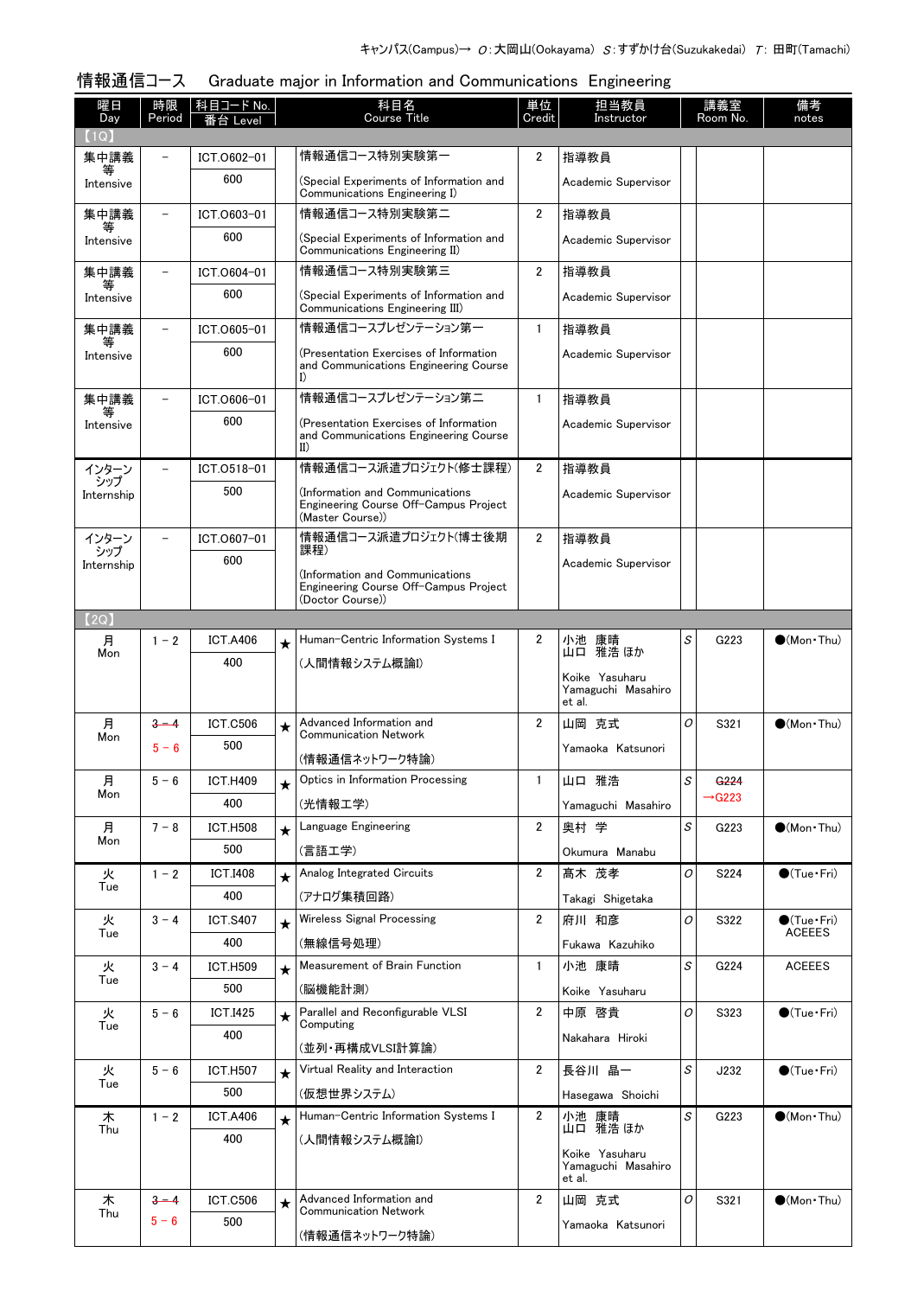キャンパス(Campus)→ O:大岡山(Ookayama) S:すずかけ台(Suzukakedai) T: 田町(Tamachi)

## 情報通信コース　Graduate major in Information and Communications Engineering

| 曜日 Day | 時限 Period | 科目コード No. 番台 Level | | 科目名 Course Title | 単位 Credit | 担当教員 Instructor | | 講義室 Room No. | 備考 notes |
|---|---|---|---|---|---|---|---|---|---|
| 【1Q】 | | | | | | | | | |
| 集中講義等 Intensive | － | ICT.O602-01 600 | | 情報通信コース特別実験第一 (Special Experiments of Information and Communications Engineering I) | 2 | 指導教員 Academic Supervisor | | | |
| 集中講義等 Intensive | － | ICT.O603-01 600 | | 情報通信コース特別実験第二 (Special Experiments of Information and Communications Engineering II) | 2 | 指導教員 Academic Supervisor | | | |
| 集中講義等 Intensive | － | ICT.O604-01 600 | | 情報通信コース特別実験第三 (Special Experiments of Information and Communications Engineering III) | 2 | 指導教員 Academic Supervisor | | | |
| 集中講義等 Intensive | － | ICT.O605-01 600 | | 情報通信コースプレゼンテーション第一 (Presentation Exercises of Information and Communications Engineering Course I) | 1 | 指導教員 Academic Supervisor | | | |
| 集中講義等 Intensive | － | ICT.O606-01 600 | | 情報通信コースプレゼンテーション第二 (Presentation Exercises of Information and Communications Engineering Course II) | 1 | 指導教員 Academic Supervisor | | | |
| インターンシップ Internship | － | ICT.O518-01 500 | | 情報通信コース派遣プロジェクト(修士課程) (Information and Communications Engineering Course Off-Campus Project (Master Course)) | 2 | 指導教員 Academic Supervisor | | | |
| インターンシップ Internship | － | ICT.O607-01 600 | | 情報通信コース派遣プロジェクト(博士後期課程) (Information and Communications Engineering Course Off-Campus Project (Doctor Course)) | 2 | 指導教員 Academic Supervisor | | | |
| 【2Q】 | | | | | | | | | |
| 月 Mon | 1－2 | ICT.A406 400 | ★ | Human-Centric Information Systems I (人間情報システム概論I) | 2 | 小池 康晴 山口 雅浩 ほか Koike Yasuharu Yamaguchi Masahiro et al. | S | G223 | ●(Mon・Thu) |
| 月 Mon | ~~3－4~~ 5－6 | ICT.C506 500 | ★ | Advanced Information and Communication Network (情報通信ネットワーク特論) | 2 | 山岡 克式 Yamaoka Katsunori | O | S321 | ●(Mon・Thu) |
| 月 Mon | 5－6 | ICT.H409 400 | ★ | Optics in Information Processing (光情報工学) | 1 | 山口 雅浩 Yamaguchi Masahiro | S | ~~G224~~ →G223 | |
| 月 Mon | 7－8 | ICT.H508 500 | ★ | Language Engineering (言語工学) | 2 | 奥村 学 Okumura Manabu | S | G223 | ●(Mon・Thu) |
| 火 Tue | 1－2 | ICT.I408 400 | ★ | Analog Integrated Circuits (アナログ集積回路) | 2 | 髙木 茂孝 Takagi Shigetaka | O | S224 | ●(Tue・Fri) |
| 火 Tue | 3－4 | ICT.S407 400 | ★ | Wireless Signal Processing (無線信号処理) | 2 | 府川 和彦 Fukawa Kazuhiko | O | S322 | ●(Tue・Fri) ACEEES |
| 火 Tue | 3－4 | ICT.H509 500 | ★ | Measurement of Brain Function (脳機能計測) | 1 | 小池 康晴 Koike Yasuharu | S | G224 | ACEEES |
| 火 Tue | 5－6 | ICT.I425 400 | ★ | Parallel and Reconfigurable VLSI Computing (並列・再構成VLSI計算論) | 2 | 中原 啓貴 Nakahara Hiroki | O | S323 | ●(Tue・Fri) |
| 火 Tue | 5－6 | ICT.H507 500 | ★ | Virtual Reality and Interaction (仮想世界システム) | 2 | 長谷川 晶一 Hasegawa Shoichi | S | J232 | ●(Tue・Fri) |
| 木 Thu | 1－2 | ICT.A406 400 | ★ | Human-Centric Information Systems I (人間情報システム概論I) | 2 | 小池 康晴 山口 雅浩 ほか Koike Yasuharu Yamaguchi Masahiro et al. | S | G223 | ●(Mon・Thu) |
| 木 Thu | ~~3－4~~ 5－6 | ICT.C506 500 | ★ | Advanced Information and Communication Network (情報通信ネットワーク特論) | 2 | 山岡 克式 Yamaoka Katsunori | O | S321 | ●(Mon・Thu) |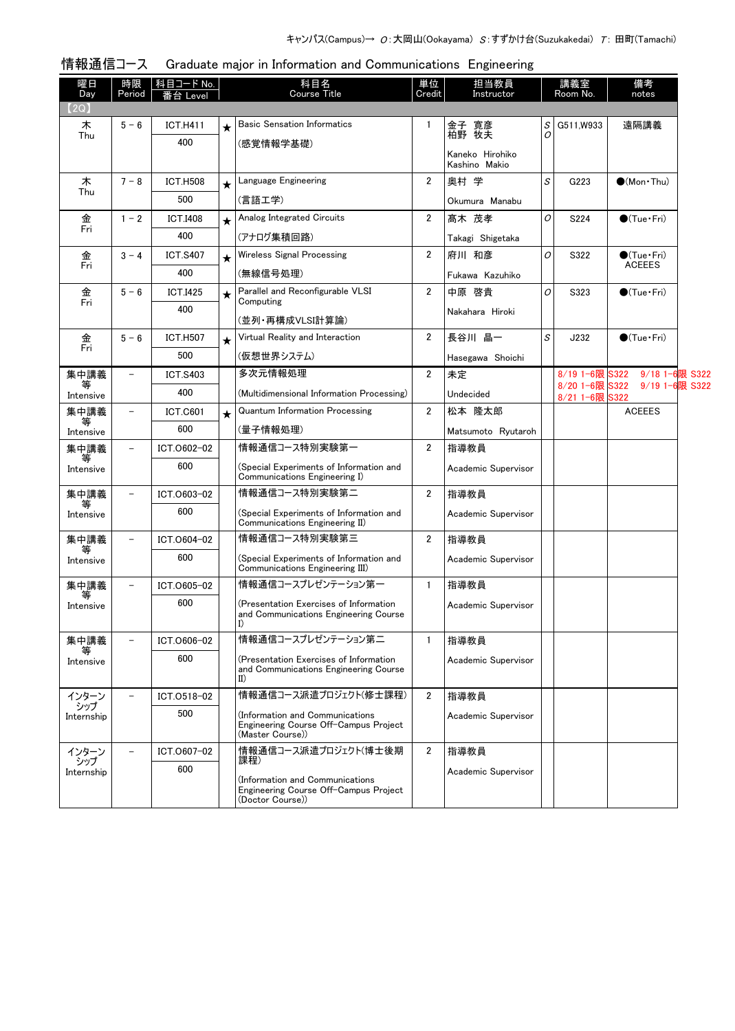キャンパス(Campus)→ O:大岡山(Ookayama) S:すずかけ台(Suzukakedai) T: 田町(Tamachi)

## 情報通信コース　Graduate major in Information and Communications Engineering

| 曜日 Day | 時限 Period | 科目コード No. 番台 Level | | 科目名 Course Title | 単位 Credit | 担当教員 Instructor | | 講義室 Room No. | 備考 notes |
|---|---|---|---|---|---|---|---|---|---|
| 【2Q】 | | | | | | | | | |
| 木 Thu | 5－6 | ICT.H411<br>400 | ★ | Basic Sensation Informatics<br>(感覚情報学基礎) | 1 | 金子 寛彦<br>柏野 牧夫<br>Kaneko Hirohiko<br>Kashino Makio | S<br>O | G511,W933 | 遠隔講義 |
| 木 Thu | 7－8 | ICT.H508<br>500 | ★ | Language Engineering<br>(言語工学) | 2 | 奥村 学<br>Okumura Manabu | S | G223 | ●(Mon・Thu) |
| 金 Fri | 1－2 | ICT.I408<br>400 | ★ | Analog Integrated Circuits<br>(アナログ集積回路) | 2 | 髙木 茂孝<br>Takagi Shigetaka | O | S224 | ●(Tue・Fri) |
| 金 Fri | 3－4 | ICT.S407<br>400 | ★ | Wireless Signal Processing<br>(無線信号処理) | 2 | 府川 和彦<br>Fukawa Kazuhiko | O | S322 | ●(Tue・Fri)<br>ACEEES |
| 金 Fri | 5－6 | ICT.I425<br>400 | ★ | Parallel and Reconfigurable VLSI Computing<br>(並列・再構成VLSI計算論) | 2 | 中原 啓貴<br>Nakahara Hiroki | O | S323 | ●(Tue・Fri) |
| 金 Fri | 5－6 | ICT.H507<br>500 | ★ | Virtual Reality and Interaction<br>(仮想世界システム) | 2 | 長谷川 晶一<br>Hasegawa Shoichi | S | J232 | ●(Tue・Fri) |
| 集中講義等 Intensive | － | ICT.S403<br>400 | | 多次元情報処理<br>(Multidimensional Information Processing) | 2 | 未定<br>Undecided | | 8/19 1-6限 S322　9/18 1-6限 S322<br>8/20 1-6限 S322　9/19 1-6限 S322<br>8/21 1-6限 S322 | |
| 集中講義等 Intensive | － | ICT.C601<br>600 | ★ | Quantum Information Processing<br>(量子情報処理) | 2 | 松本 隆太郎<br>Matsumoto Ryutaroh | | | ACEEES |
| 集中講義等 Intensive | － | ICT.O602-02<br>600 | | 情報通信コース特別実験第一<br>(Special Experiments of Information and Communications Engineering I) | 2 | 指導教員<br>Academic Supervisor | | | |
| 集中講義等 Intensive | － | ICT.O603-02<br>600 | | 情報通信コース特別実験第二<br>(Special Experiments of Information and Communications Engineering II) | 2 | 指導教員<br>Academic Supervisor | | | |
| 集中講義等 Intensive | － | ICT.O604-02<br>600 | | 情報通信コース特別実験第三<br>(Special Experiments of Information and Communications Engineering III) | 2 | 指導教員<br>Academic Supervisor | | | |
| 集中講義等 Intensive | － | ICT.O605-02<br>600 | | 情報通信コースプレゼンテーション第一<br>(Presentation Exercises of Information and Communications Engineering Course I) | 1 | 指導教員<br>Academic Supervisor | | | |
| 集中講義等 Intensive | － | ICT.O606-02<br>600 | | 情報通信コースプレゼンテーション第二<br>(Presentation Exercises of Information and Communications Engineering Course II) | 1 | 指導教員<br>Academic Supervisor | | | |
| インターンシップ Internship | － | ICT.O518-02<br>500 | | 情報通信コース派遣プロジェクト(修士課程)<br>(Information and Communications Engineering Course Off-Campus Project (Master Course)) | 2 | 指導教員<br>Academic Supervisor | | | |
| インターンシップ Internship | － | ICT.O607-02<br>600 | | 情報通信コース派遣プロジェクト(博士後期課程)<br>(Information and Communications Engineering Course Off-Campus Project (Doctor Course)) | 2 | 指導教員<br>Academic Supervisor | | | |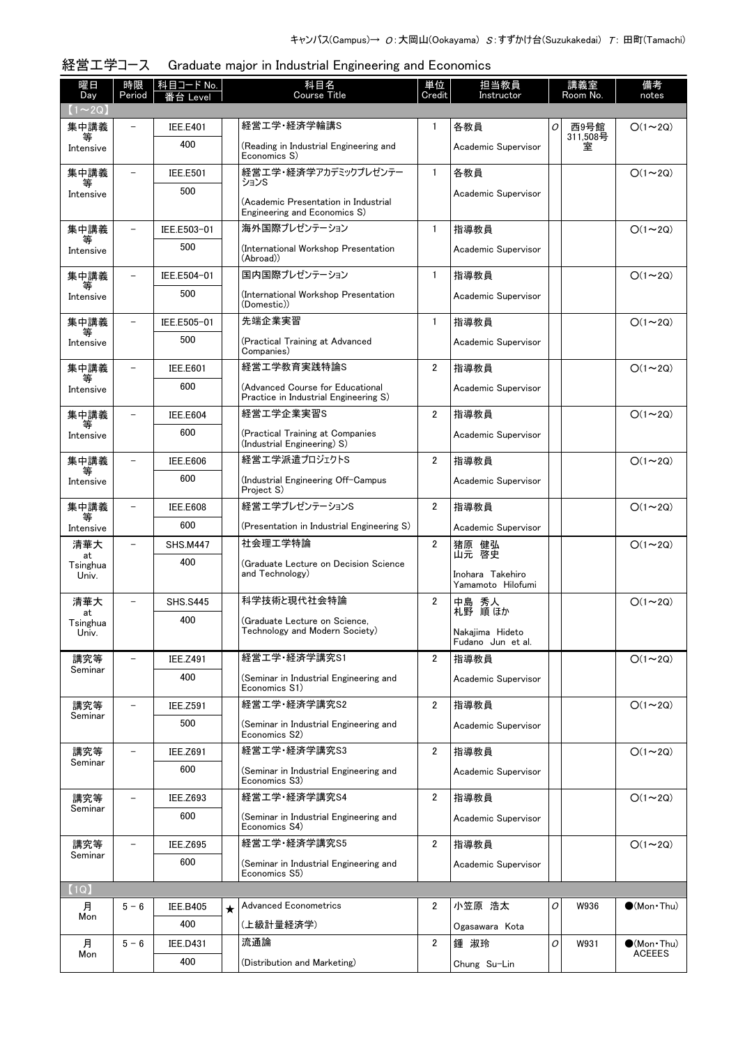キャンパス(Campus)→ O:大岡山(Ookayama) S:すずかけ台(Suzukakedai) T: 田町(Tamachi)

## 経営工学コース　Graduate major in Industrial Engineering and Economics

| 曜日 Day | 時限 Period | 科目コード No. 番台 Level | | 科目名 Course Title | 単位 Credit | 担当教員 Instructor | | 講義室 Room No. | 備考 notes |
|---|---|---|---|---|---|---|---|---|---|
| 【1～2Q】 | | | | | | | | | |
| 集中講義等 Intensive | － | IEE.E401 / 400 | | 経営工学・経済学輪講S (Reading in Industrial Engineering and Economics S) | 1 | 各教員 Academic Supervisor | O | 西9号館311,508号室 | ○(1～2Q) |
| 集中講義等 Intensive | － | IEE.E501 / 500 | | 経営工学・経済学アカデミックプレゼンテーションS (Academic Presentation in Industrial Engineering and Economics S) | 1 | 各教員 Academic Supervisor | | | ○(1～2Q) |
| 集中講義等 Intensive | － | IEE.E503-01 / 500 | | 海外国際プレゼンテーション (International Workshop Presentation (Abroad)) | 1 | 指導教員 Academic Supervisor | | | ○(1～2Q) |
| 集中講義等 Intensive | － | IEE.E504-01 / 500 | | 国内国際プレゼンテーション (International Workshop Presentation (Domestic)) | 1 | 指導教員 Academic Supervisor | | | ○(1～2Q) |
| 集中講義等 Intensive | － | IEE.E505-01 / 500 | | 先端企業実習 (Practical Training at Advanced Companies) | 1 | 指導教員 Academic Supervisor | | | ○(1～2Q) |
| 集中講義等 Intensive | － | IEE.E601 / 600 | | 経営工学教育実践特論S (Advanced Course for Educational Practice in Industrial Engineering S) | 2 | 指導教員 Academic Supervisor | | | ○(1～2Q) |
| 集中講義等 Intensive | － | IEE.E604 / 600 | | 経営工学企業実習S (Practical Training at Companies (Industrial Engineering) S) | 2 | 指導教員 Academic Supervisor | | | ○(1～2Q) |
| 集中講義等 Intensive | － | IEE.E606 / 600 | | 経営工学派遣プロジェクトS (Industrial Engineering Off-Campus Project S) | 2 | 指導教員 Academic Supervisor | | | ○(1～2Q) |
| 集中講義等 Intensive | － | IEE.E608 / 600 | | 経営工学プレゼンテーションS (Presentation in Industrial Engineering S) | 2 | 指導教員 Academic Supervisor | | | ○(1～2Q) |
| 清華大 at Tsinghua Univ. | － | SHS.M447 / 400 | | 社会理工学特論 (Graduate Lecture on Decision Science and Technology) | 2 | 猪原 健弘 山元 啓史 Inohara Takehiro Yamamoto Hilofumi | | | ○(1～2Q) |
| 清華大 at Tsinghua Univ. | － | SHS.S445 / 400 | | 科学技術と現代社会特論 (Graduate Lecture on Science, Technology and Modern Society) | 2 | 中島 秀人 札野 順 ほか Nakajima Hideto Fudano Jun et al. | | | ○(1～2Q) |
| 講究等 Seminar | － | IEE.Z491 / 400 | | 経営工学・経済学講究S1 (Seminar in Industrial Engineering and Economics S1) | 2 | 指導教員 Academic Supervisor | | | ○(1～2Q) |
| 講究等 Seminar | － | IEE.Z591 / 500 | | 経営工学・経済学講究S2 (Seminar in Industrial Engineering and Economics S2) | 2 | 指導教員 Academic Supervisor | | | ○(1～2Q) |
| 講究等 Seminar | － | IEE.Z691 / 600 | | 経営工学・経済学講究S3 (Seminar in Industrial Engineering and Economics S3) | 2 | 指導教員 Academic Supervisor | | | ○(1～2Q) |
| 講究等 Seminar | － | IEE.Z693 / 600 | | 経営工学・経済学講究S4 (Seminar in Industrial Engineering and Economics S4) | 2 | 指導教員 Academic Supervisor | | | ○(1～2Q) |
| 講究等 Seminar | － | IEE.Z695 / 600 | | 経営工学・経済学講究S5 (Seminar in Industrial Engineering and Economics S5) | 2 | 指導教員 Academic Supervisor | | | ○(1～2Q) |
| 【1Q】 | | | | | | | | | |
| 月 Mon | 5－6 | IEE.B405 / 400 | ★ | Advanced Econometrics (上級計量経済学) | 2 | 小笠原 浩太 Ogasawara Kota | O | W936 | ●(Mon・Thu) |
| 月 Mon | 5－6 | IEE.D431 / 400 | | 流通論 (Distribution and Marketing) | 2 | 鍾 淑玲 Chung Su-Lin | O | W931 | ●(Mon・Thu) ACEEES |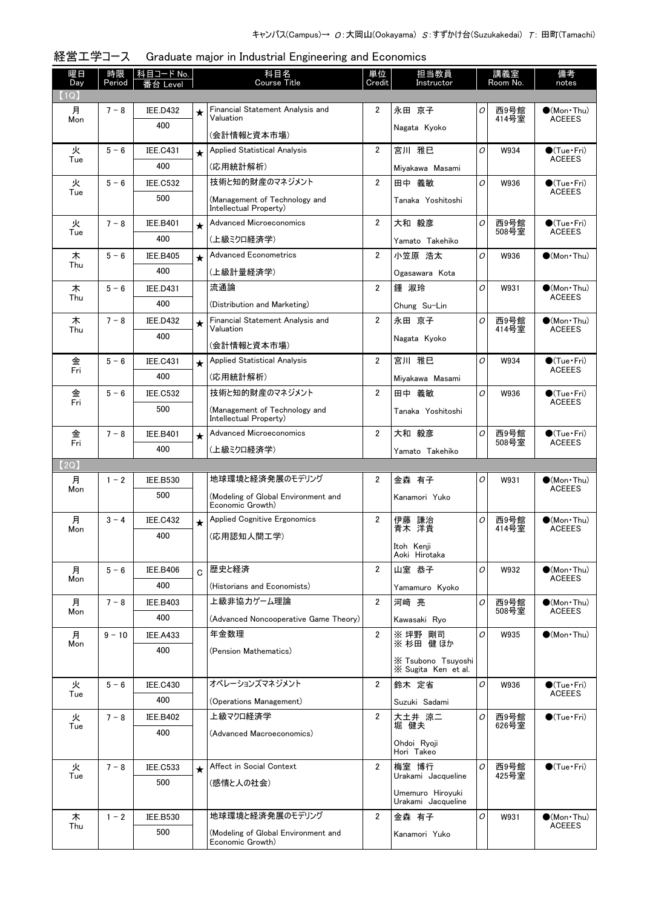キャンパス(Campus)→ O：大岡山(Ookayama) S：すずかけ台(Suzukakedai) T：田町(Tamachi)

## 経営工学コース　Graduate major in Industrial Engineering and Economics

| 曜日 Day | 時限 Period | 科目コード No. 番台 Level | | 科目名 Course Title | 単位 Credit | 担当教員 Instructor | | 講義室 Room No. | 備考 notes |
|---|---|---|---|---|---|---|---|---|---|
| 【1Q】 | | | | | | | | | |
| 月 Mon | 7－8 | IEE.D432 400 | ★ | Financial Statement Analysis and Valuation (会計情報と資本市場) | 2 | 永田 京子 Nagata Kyoko | O | 西9号館414号室 | ●(Mon・Thu) ACEEES |
| 火 Tue | 5－6 | IEE.C431 400 | ★ | Applied Statistical Analysis (応用統計解析) | 2 | 宮川 雅巳 Miyakawa Masami | O | W934 | ●(Tue・Fri) ACEEES |
| 火 Tue | 5－6 | IEE.C532 500 | | 技術と知的財産のマネジメント (Management of Technology and Intellectual Property) | 2 | 田中 義敏 Tanaka Yoshitoshi | O | W936 | ●(Tue・Fri) ACEEES |
| 火 Tue | 7－8 | IEE.B401 400 | ★ | Advanced Microeconomics (上級ミクロ経済学) | 2 | 大和 毅彦 Yamato Takehiko | O | 西9号館508号室 | ●(Tue・Fri) ACEEES |
| 木 Thu | 5－6 | IEE.B405 400 | ★ | Advanced Econometrics (上級計量経済学) | 2 | 小笠原 浩太 Ogasawara Kota | O | W936 | ●(Mon・Thu) |
| 木 Thu | 5－6 | IEE.D431 400 | | 流通論 (Distribution and Marketing) | 2 | 鍾 淑玲 Chung Su-Lin | O | W931 | ●(Mon・Thu) ACEEES |
| 木 Thu | 7－8 | IEE.D432 400 | ★ | Financial Statement Analysis and Valuation (会計情報と資本市場) | 2 | 永田 京子 Nagata Kyoko | O | 西9号館414号室 | ●(Mon・Thu) ACEEES |
| 金 Fri | 5－6 | IEE.C431 400 | ★ | Applied Statistical Analysis (応用統計解析) | 2 | 宮川 雅巳 Miyakawa Masami | O | W934 | ●(Tue・Fri) ACEEES |
| 金 Fri | 5－6 | IEE.C532 500 | | 技術と知的財産のマネジメント (Management of Technology and Intellectual Property) | 2 | 田中 義敏 Tanaka Yoshitoshi | O | W936 | ●(Tue・Fri) ACEEES |
| 金 Fri | 7－8 | IEE.B401 400 | ★ | Advanced Microeconomics (上級ミクロ経済学) | 2 | 大和 毅彦 Yamato Takehiko | O | 西9号館508号室 | ●(Tue・Fri) ACEEES |
| 【2Q】 | | | | | | | | | |
| 月 Mon | 1－2 | IEE.B530 500 | | 地球環境と経済発展のモデリング (Modeling of Global Environment and Economic Growth) | 2 | 金森 有子 Kanamori Yuko | O | W931 | ●(Mon・Thu) ACEEES |
| 月 Mon | 3－4 | IEE.C432 400 | ★ | Applied Cognitive Ergonomics (応用認知人間工学) | 2 | 伊藤 謙治 青木 洋貴 Itoh Kenji Aoki Hirotaka | O | 西9号館414号室 | ●(Mon・Thu) ACEEES |
| 月 Mon | 5－6 | IEE.B406 400 | C | 歴史と経済 (Historians and Economists) | 2 | 山室 恭子 Yamamuro Kyoko | O | W932 | ●(Mon・Thu) ACEEES |
| 月 Mon | 7－8 | IEE.B403 400 | | 上級非協力ゲーム理論 (Advanced Noncooperative Game Theory) | 2 | 河崎 亮 Kawasaki Ryo | O | 西9号館508号室 | ●(Mon・Thu) ACEEES |
| 月 Mon | 9－10 | IEE.A433 400 | | 年金数理 (Pension Mathematics) | 2 | ※ 坪野 剛司 ※ 杉田 健 ほか ※ Tsubono Tsuyoshi ※ Sugita Ken et al. | O | W935 | ●(Mon・Thu) |
| 火 Tue | 5－6 | IEE.C430 400 | | オペレーションズマネジメント (Operations Management) | 2 | 鈴木 定省 Suzuki Sadami | O | W936 | ●(Tue・Fri) ACEEES |
| 火 Tue | 7－8 | IEE.B402 400 | | 上級マクロ経済学 (Advanced Macroeconomics) | 2 | 大土井 涼二 堀 健夫 Ohdoi Ryoji Hori Takeo | O | 西9号館626号室 | ●(Tue・Fri) |
| 火 Tue | 7－8 | IEE.C533 500 | ★ | Affect in Social Context (感情と人の社会) | 2 | 梅室 博行 Urakami Jacqueline Umemuro Hiroyuki Urakami Jacqueline | O | 西9号館425号室 | ●(Tue・Fri) |
| 木 Thu | 1－2 | IEE.B530 500 | | 地球環境と経済発展のモデリング (Modeling of Global Environment and Economic Growth) | 2 | 金森 有子 Kanamori Yuko | O | W931 | ●(Mon・Thu) ACEEES |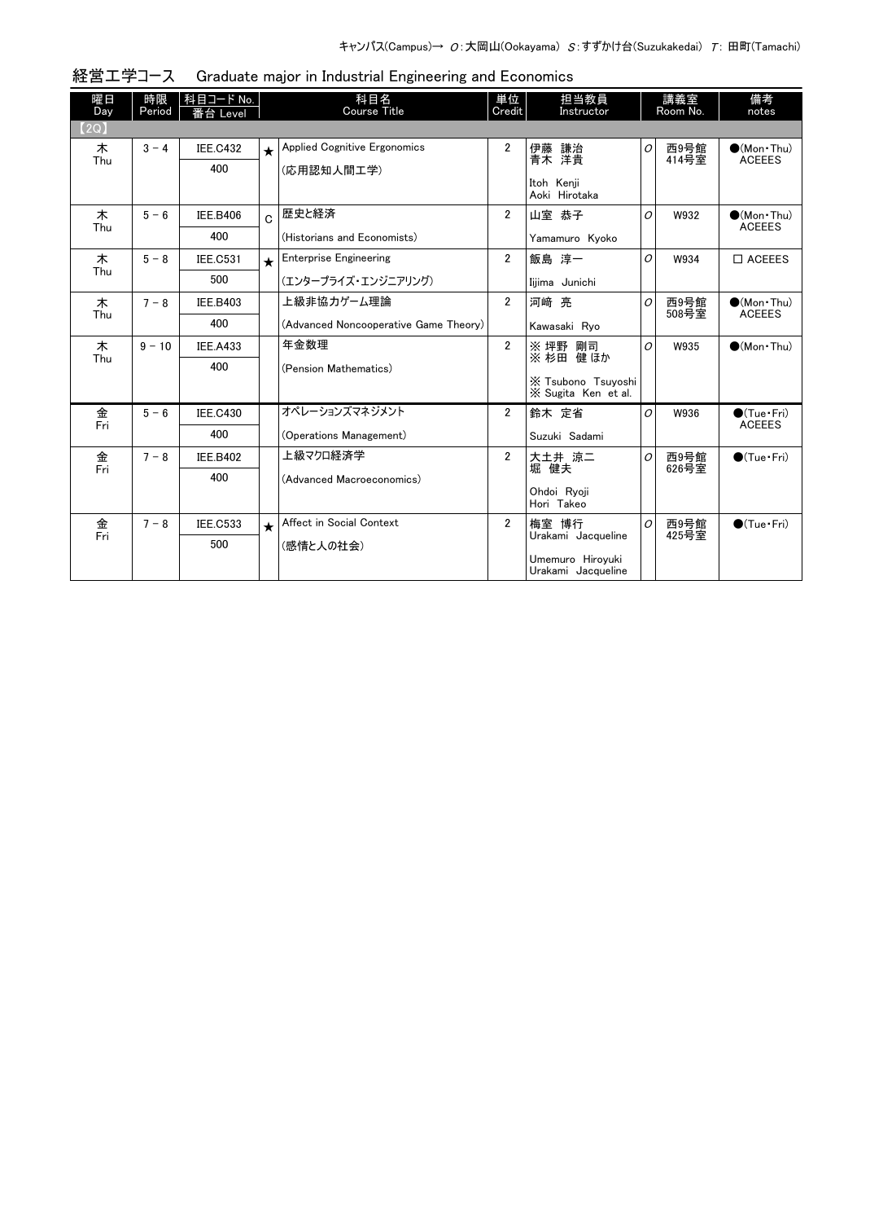キャンパス(Campus)→ O:大岡山(Ookayama) S:すずかけ台(Suzukakedai) T: 田町(Tamachi)

## 経営工学コース　Graduate major in Industrial Engineering and Economics

| 曜日 Day | 時限 Period | 科目コード No. 番台 Level | | 科目名 Course Title | 単位 Credit | 担当教員 Instructor | | 講義室 Room No. | 備考 notes |
|---|---|---|---|---|---|---|---|---|---|
| 【2Q】 | | | | | | | | | |
| 木 Thu | 3 － 4 | IEE.C432 400 | ★ | Applied Cognitive Ergonomics (応用認知人間工学) | 2 | 伊藤 謙治 青木 洋貴 Itoh Kenji Aoki Hirotaka | O | 西9号館 414号室 | ●(Mon・Thu) ACEEES |
| 木 Thu | 5 － 6 | IEE.B406 400 | C | 歴史と経済 (Historians and Economists) | 2 | 山室 恭子 Yamamuro Kyoko | O | W932 | ●(Mon・Thu) ACEEES |
| 木 Thu | 5 － 8 | IEE.C531 500 | ★ | Enterprise Engineering (エンタープライズ・エンジニアリング) | 2 | 飯島 淳一 Iijima Junichi | O | W934 | □ ACEEES |
| 木 Thu | 7 － 8 | IEE.B403 400 | | 上級非協力ゲーム理論 (Advanced Noncooperative Game Theory) | 2 | 河崎 亮 Kawasaki Ryo | O | 西9号館 508号室 | ●(Mon・Thu) ACEEES |
| 木 Thu | 9 － 10 | IEE.A433 400 | | 年金数理 (Pension Mathematics) | 2 | ※ 坪野 剛司 ※ 杉田 健 ほか ※ Tsubono Tsuyoshi ※ Sugita Ken et al. | O | W935 | ●(Mon・Thu) |
| 金 Fri | 5 － 6 | IEE.C430 400 | | オペレーションズマネジメント (Operations Management) | 2 | 鈴木 定省 Suzuki Sadami | O | W936 | ●(Tue・Fri) ACEEES |
| 金 Fri | 7 － 8 | IEE.B402 400 | | 上級マクロ経済学 (Advanced Macroeconomics) | 2 | 大土井 涼二 堀 健夫 Ohdoi Ryoji Hori Takeo | O | 西9号館 626号室 | ●(Tue・Fri) |
| 金 Fri | 7 － 8 | IEE.C533 500 | ★ | Affect in Social Context (感情と人の社会) | 2 | 梅室 博行 Urakami Jacqueline Umemuro Hiroyuki Urakami Jacqueline | O | 西9号館 425号室 | ●(Tue・Fri) |